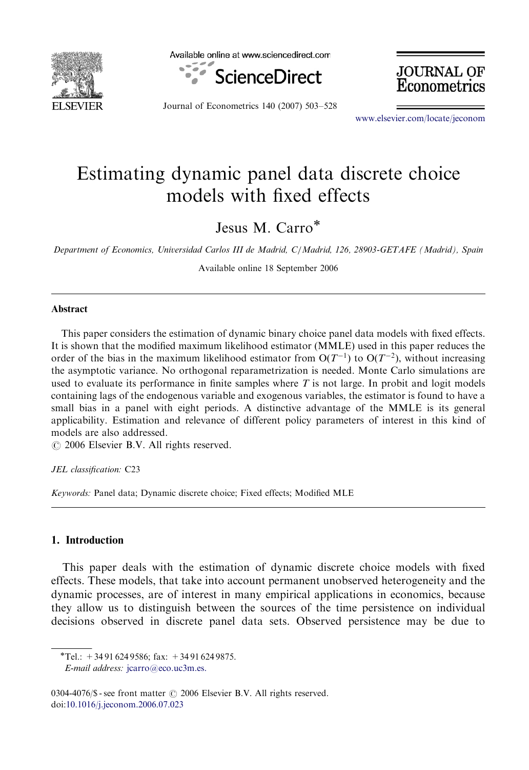# Estimating dynamic panel data discrete choice models with fixed effects

Jesus M. Carro*

*Department of Economics, Universidad Carlos III de Madrid, C/Madrid, 126, 28903-GETAFE (Madrid), Spain*

Available online 18 September 2006

## Abstract

This paper considers the estimation of dynamic binary choice panel data models with fixed effects. It is shown that the modified maximum likelihood estimator (MMLE) used in this paper reduces the order of the bias in the maximum likelihood estimator from $O(T^{-1})$ to $O(T^{-2})$, without increasing the asymptotic variance. No orthogonal reparametrization is needed. Monte Carlo simulations are used to evaluate its performance in finite samples where $T$ is not large. In probit and logit models containing lags of the endogenous variable and exogenous variables, the estimator is found to have a small bias in a panel with eight periods. A distinctive advantage of the MMLE is its general applicability. Estimation and relevance of different policy parameters of interest in this kind of models are also addressed.

© 2006 Elsevier B.V. All rights reserved.

*JEL classification:* C23

*Keywords:* Panel data; Dynamic discrete choice; Fixed effects; Modified MLE

## 1. Introduction

This paper deals with the estimation of dynamic discrete choice models with fixed effects. These models, that take into account permanent unobserved heterogeneity and the dynamic processes, are of interest in many empirical applications in economics, because they allow us to distinguish between the sources of the time persistence on individual decisions observed in discrete panel data sets. Observed persistence may be due to

---

*Tel.: +34 91 624 9586; fax: +34 91 624 9875.
*E-mail address:* jcarro@eco.uc3m.es.

0304-4076/$ - see front matter © 2006 Elsevier B.V. All rights reserved.
doi:10.1016/j.jeconom.2006.07.023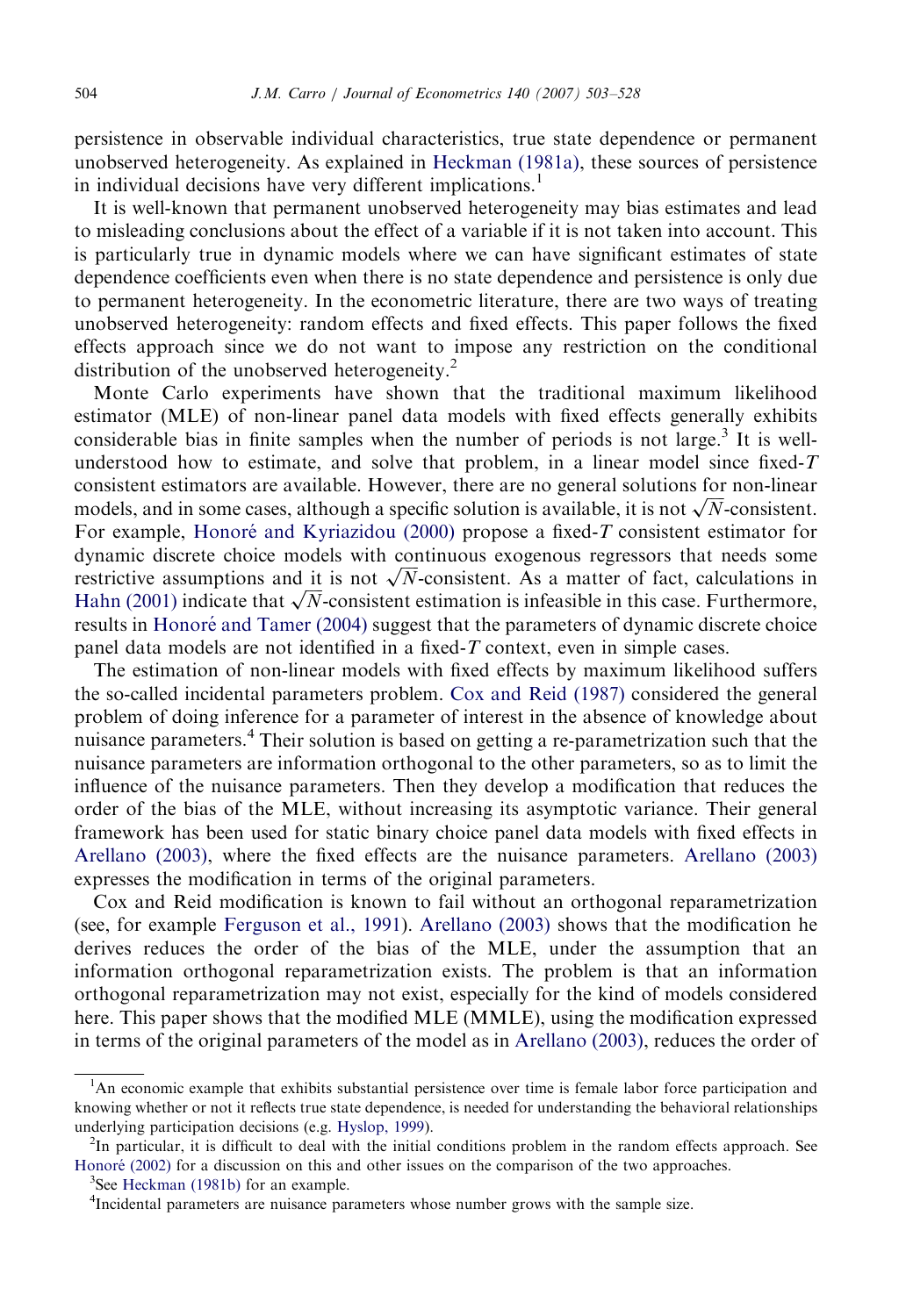persistence in observable individual characteristics, true state dependence or permanent unobserved heterogeneity. As explained in Heckman (1981a), these sources of persistence in individual decisions have very different implications.[1]

It is well-known that permanent unobserved heterogeneity may bias estimates and lead to misleading conclusions about the effect of a variable if it is not taken into account. This is particularly true in dynamic models where we can have significant estimates of state dependence coefficients even when there is no state dependence and persistence is only due to permanent heterogeneity. In the econometric literature, there are two ways of treating unobserved heterogeneity: random effects and fixed effects. This paper follows the fixed effects approach since we do not want to impose any restriction on the conditional distribution of the unobserved heterogeneity.[2]

Monte Carlo experiments have shown that the traditional maximum likelihood estimator (MLE) of non-linear panel data models with fixed effects generally exhibits considerable bias in finite samples when the number of periods is not large.[3] It is well-understood how to estimate, and solve that problem, in a linear model since fixed-$T$ consistent estimators are available. However, there are no general solutions for non-linear models, and in some cases, although a specific solution is available, it is not $\sqrt{N}$-consistent. For example, Honoré and Kyriazidou (2000) propose a fixed-$T$ consistent estimator for dynamic discrete choice models with continuous exogenous regressors that needs some restrictive assumptions and it is not $\sqrt{N}$-consistent. As a matter of fact, calculations in Hahn (2001) indicate that $\sqrt{N}$-consistent estimation is infeasible in this case. Furthermore, results in Honoré and Tamer (2004) suggest that the parameters of dynamic discrete choice panel data models are not identified in a fixed-$T$ context, even in simple cases.

The estimation of non-linear models with fixed effects by maximum likelihood suffers the so-called incidental parameters problem. Cox and Reid (1987) considered the general problem of doing inference for a parameter of interest in the absence of knowledge about nuisance parameters.[4] Their solution is based on getting a re-parametrization such that the nuisance parameters are information orthogonal to the other parameters, so as to limit the influence of the nuisance parameters. Then they develop a modification that reduces the order of the bias of the MLE, without increasing its asymptotic variance. Their general framework has been used for static binary choice panel data models with fixed effects in Arellano (2003), where the fixed effects are the nuisance parameters. Arellano (2003) expresses the modification in terms of the original parameters.

Cox and Reid modification is known to fail without an orthogonal reparametrization (see, for example Ferguson et al., 1991). Arellano (2003) shows that the modification he derives reduces the order of the bias of the MLE, under the assumption that an information orthogonal reparametrization exists. The problem is that an information orthogonal reparametrization may not exist, especially for the kind of models considered here. This paper shows that the modified MLE (MMLE), using the modification expressed in terms of the original parameters of the model as in Arellano (2003), reduces the order of

[1] An economic example that exhibits substantial persistence over time is female labor force participation and knowing whether or not it reflects true state dependence, is needed for understanding the behavioral relationships underlying participation decisions (e.g. Hyslop, 1999).

[2] In particular, it is difficult to deal with the initial conditions problem in the random effects approach. See Honoré (2002) for a discussion on this and other issues on the comparison of the two approaches.

[3] See Heckman (1981b) for an example.

[4] Incidental parameters are nuisance parameters whose number grows with the sample size.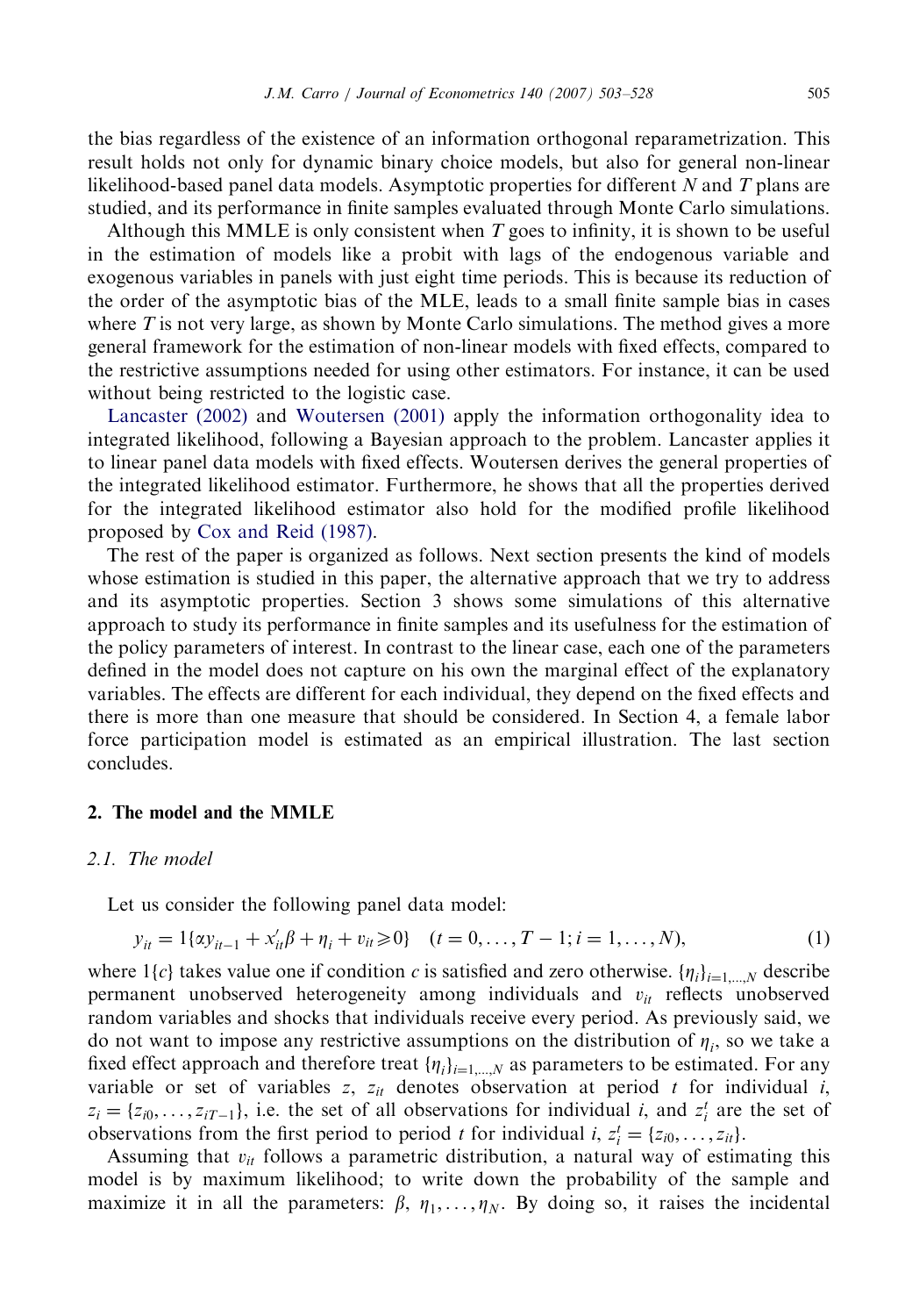the bias regardless of the existence of an information orthogonal reparametrization. This result holds not only for dynamic binary choice models, but also for general non-linear likelihood-based panel data models. Asymptotic properties for different $N$ and $T$ plans are studied, and its performance in finite samples evaluated through Monte Carlo simulations.

Although this MMLE is only consistent when $T$ goes to infinity, it is shown to be useful in the estimation of models like a probit with lags of the endogenous variable and exogenous variables in panels with just eight time periods. This is because its reduction of the order of the asymptotic bias of the MLE, leads to a small finite sample bias in cases where $T$ is not very large, as shown by Monte Carlo simulations. The method gives a more general framework for the estimation of non-linear models with fixed effects, compared to the restrictive assumptions needed for using other estimators. For instance, it can be used without being restricted to the logistic case.

Lancaster (2002) and Woutersen (2001) apply the information orthogonality idea to integrated likelihood, following a Bayesian approach to the problem. Lancaster applies it to linear panel data models with fixed effects. Woutersen derives the general properties of the integrated likelihood estimator. Furthermore, he shows that all the properties derived for the integrated likelihood estimator also hold for the modified profile likelihood proposed by Cox and Reid (1987).

The rest of the paper is organized as follows. Next section presents the kind of models whose estimation is studied in this paper, the alternative approach that we try to address and its asymptotic properties. Section 3 shows some simulations of this alternative approach to study its performance in finite samples and its usefulness for the estimation of the policy parameters of interest. In contrast to the linear case, each one of the parameters defined in the model does not capture on his own the marginal effect of the explanatory variables. The effects are different for each individual, they depend on the fixed effects and there is more than one measure that should be considered. In Section 4, a female labor force participation model is estimated as an empirical illustration. The last section concludes.

## 2. The model and the MMLE

### 2.1. The model

Let us consider the following panel data model:

$$y_{it} = 1\{\alpha y_{it-1} + x_{it}'\beta + \eta_i + v_{it} \geqslant 0\} \quad (t = 0, \ldots, T-1; i = 1, \ldots, N), \tag{1}$$

where $1\{c\}$ takes value one if condition $c$ is satisfied and zero otherwise. $\{\eta_i\}_{i=1,\ldots,N}$ describe permanent unobserved heterogeneity among individuals and $v_{it}$ reflects unobserved random variables and shocks that individuals receive every period. As previously said, we do not want to impose any restrictive assumptions on the distribution of $\eta_i$, so we take a fixed effect approach and therefore treat $\{\eta_i\}_{i=1,\ldots,N}$ as parameters to be estimated. For any variable or set of variables $z$, $z_{it}$ denotes observation at period $t$ for individual $i$, $z_i = \{z_{i0}, \ldots, z_{iT-1}\}$, i.e. the set of all observations for individual $i$, and $z_i^t$ are the set of observations from the first period to period $t$ for individual $i$, $z_i^t = \{z_{i0}, \ldots, z_{it}\}$.

Assuming that $v_{it}$ follows a parametric distribution, a natural way of estimating this model is by maximum likelihood; to write down the probability of the sample and maximize it in all the parameters: $\beta$, $\eta_1, \ldots, \eta_N$. By doing so, it raises the incidental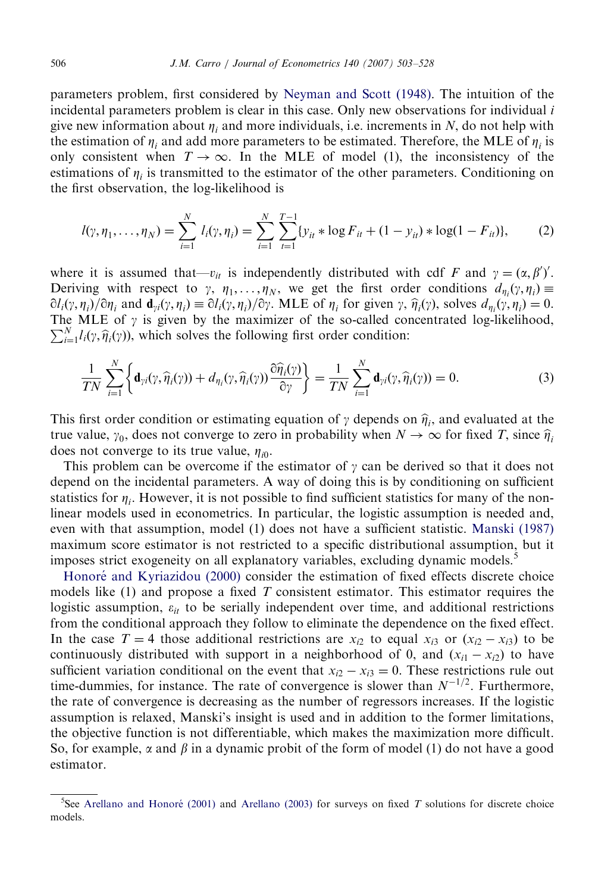parameters problem, first considered by Neyman and Scott (1948). The intuition of the incidental parameters problem is clear in this case. Only new observations for individual $i$ give new information about $\eta_i$ and more individuals, i.e. increments in $N$, do not help with the estimation of $\eta_i$ and add more parameters to be estimated. Therefore, the MLE of $\eta_i$ is only consistent when $T \to \infty$. In the MLE of model (1), the inconsistency of the estimations of $\eta_i$ is transmitted to the estimator of the other parameters. Conditioning on the first observation, the log-likelihood is

$$l(\gamma, \eta_1, \ldots, \eta_N) = \sum_{i=1}^{N} l_i(\gamma, \eta_i) = \sum_{i=1}^{N} \sum_{t=1}^{T-1} \{y_{it} * \log F_{it} + (1 - y_{it}) * \log(1 - F_{it})\}, \tag{2}$$

where it is assumed that—$v_{it}$ is independently distributed with cdf $F$ and $\gamma = (\alpha, \beta')'$. Deriving with respect to $\gamma, \eta_1, \ldots, \eta_N$, we get the first order conditions $d_{\eta_i}(\gamma, \eta_i) \equiv \partial l_i(\gamma, \eta_i)/\partial \eta_i$ and $\mathbf{d}_{\gamma i}(\gamma, \eta_i) \equiv \partial l_i(\gamma, \eta_i)/\partial \gamma$. MLE of $\eta_i$ for given $\gamma$, $\widehat{\eta}_i(\gamma)$, solves $d_{\eta_i}(\gamma, \eta_i) = 0$. The MLE of $\gamma$ is given by the maximizer of the so-called concentrated log-likelihood, $\sum_{i=1}^{N} l_i(\gamma, \widehat{\eta}_i(\gamma))$, which solves the following first order condition:

$$\frac{1}{TN} \sum_{i=1}^{N} \left\{ \mathbf{d}_{\gamma i}(\gamma, \widehat{\eta}_i(\gamma)) + d_{\eta_i}(\gamma, \widehat{\eta}_i(\gamma)) \frac{\partial \widehat{\eta}_i(\gamma)}{\partial \gamma} \right\} = \frac{1}{TN} \sum_{i=1}^{N} \mathbf{d}_{\gamma i}(\gamma, \widehat{\eta}_i(\gamma)) = 0. \tag{3}$$

This first order condition or estimating equation of $\gamma$ depends on $\widehat{\eta}_i$, and evaluated at the true value, $\gamma_0$, does not converge to zero in probability when $N \to \infty$ for fixed $T$, since $\widehat{\eta}_i$ does not converge to its true value, $\eta_{i0}$.

This problem can be overcome if the estimator of $\gamma$ can be derived so that it does not depend on the incidental parameters. A way of doing this is by conditioning on sufficient statistics for $\eta_i$. However, it is not possible to find sufficient statistics for many of the non-linear models used in econometrics. In particular, the logistic assumption is needed and, even with that assumption, model (1) does not have a sufficient statistic. Manski (1987) maximum score estimator is not restricted to a specific distributional assumption, but it imposes strict exogeneity on all explanatory variables, excluding dynamic models.[5]

Honoré and Kyriazidou (2000) consider the estimation of fixed effects discrete choice models like (1) and propose a fixed $T$ consistent estimator. This estimator requires the logistic assumption, $\varepsilon_{it}$ to be serially independent over time, and additional restrictions from the conditional approach they follow to eliminate the dependence on the fixed effect. In the case $T = 4$ those additional restrictions are $x_{i2}$ to equal $x_{i3}$ or $(x_{i2} - x_{i3})$ to be continuously distributed with support in a neighborhood of 0, and $(x_{i1} - x_{i2})$ to have sufficient variation conditional on the event that $x_{i2} - x_{i3} = 0$. These restrictions rule out time-dummies, for instance. The rate of convergence is slower than $N^{-1/2}$. Furthermore, the rate of convergence is decreasing as the number of regressors increases. If the logistic assumption is relaxed, Manski's insight is used and in addition to the former limitations, the objective function is not differentiable, which makes the maximization more difficult. So, for example, $\alpha$ and $\beta$ in a dynamic probit of the form of model (1) do not have a good estimator.

[5] See Arellano and Honoré (2001) and Arellano (2003) for surveys on fixed $T$ solutions for discrete choice models.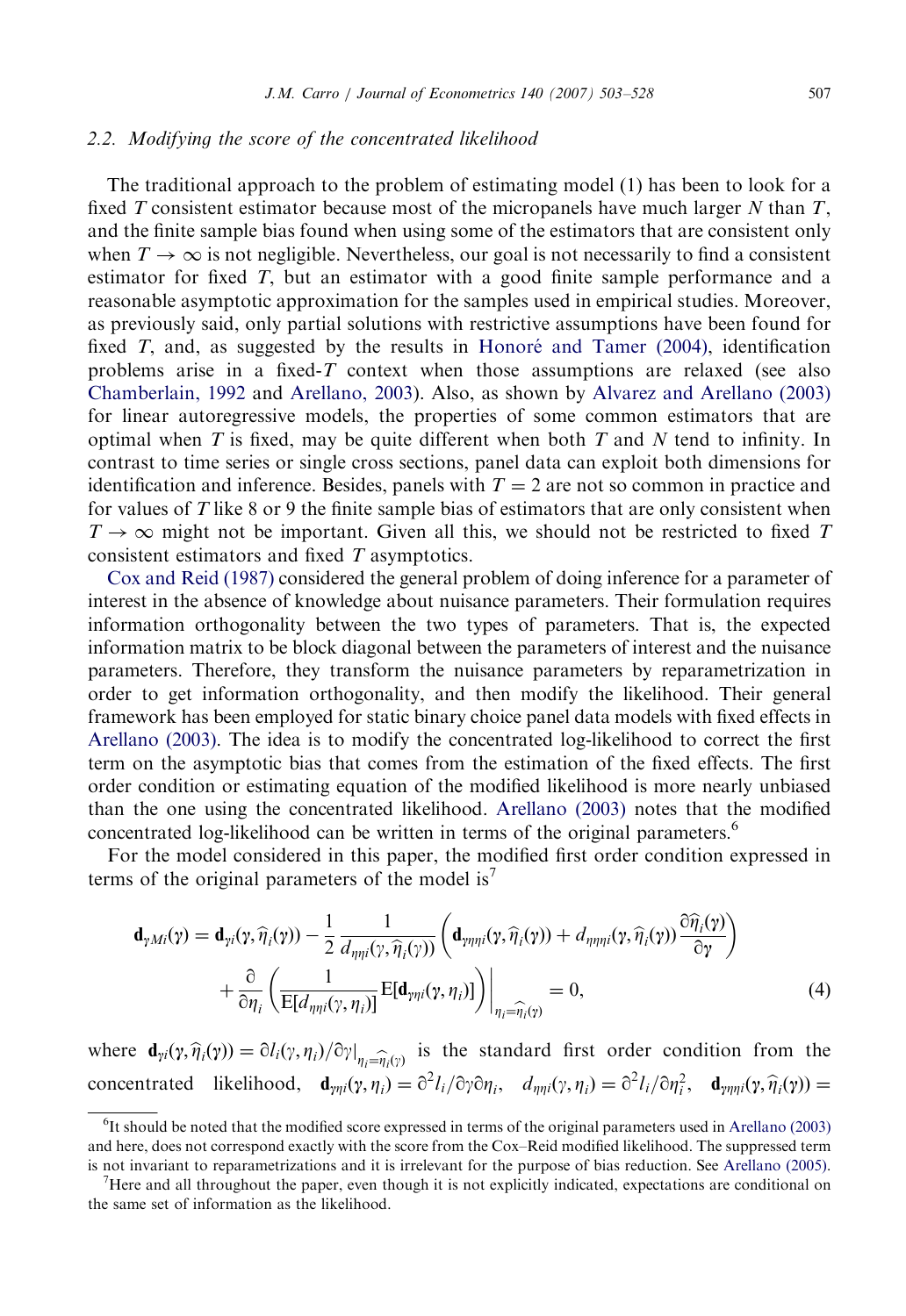### 2.2. Modifying the score of the concentrated likelihood

The traditional approach to the problem of estimating model (1) has been to look for a fixed $T$ consistent estimator because most of the micropanels have much larger $N$ than $T$, and the finite sample bias found when using some of the estimators that are consistent only when $T \to \infty$ is not negligible. Nevertheless, our goal is not necessarily to find a consistent estimator for fixed $T$, but an estimator with a good finite sample performance and a reasonable asymptotic approximation for the samples used in empirical studies. Moreover, as previously said, only partial solutions with restrictive assumptions have been found for fixed $T$, and, as suggested by the results in Honoré and Tamer (2004), identification problems arise in a fixed-$T$ context when those assumptions are relaxed (see also Chamberlain, 1992 and Arellano, 2003). Also, as shown by Alvarez and Arellano (2003) for linear autoregressive models, the properties of some common estimators that are optimal when $T$ is fixed, may be quite different when both $T$ and $N$ tend to infinity. In contrast to time series or single cross sections, panel data can exploit both dimensions for identification and inference. Besides, panels with $T = 2$ are not so common in practice and for values of $T$ like 8 or 9 the finite sample bias of estimators that are only consistent when $T \to \infty$ might not be important. Given all this, we should not be restricted to fixed $T$ consistent estimators and fixed $T$ asymptotics.

Cox and Reid (1987) considered the general problem of doing inference for a parameter of interest in the absence of knowledge about nuisance parameters. Their formulation requires information orthogonality between the two types of parameters. That is, the expected information matrix to be block diagonal between the parameters of interest and the nuisance parameters. Therefore, they transform the nuisance parameters by reparametrization in order to get information orthogonality, and then modify the likelihood. Their general framework has been employed for static binary choice panel data models with fixed effects in Arellano (2003). The idea is to modify the concentrated log-likelihood to correct the first term on the asymptotic bias that comes from the estimation of the fixed effects. The first order condition or estimating equation of the modified likelihood is more nearly unbiased than the one using the concentrated likelihood. Arellano (2003) notes that the modified concentrated log-likelihood can be written in terms of the original parameters.[6]

For the model considered in this paper, the modified first order condition expressed in terms of the original parameters of the model is[7]

$$\mathbf{d}_{\gamma Mi}(\gamma) = \mathbf{d}_{\gamma i}(\gamma, \widehat{\eta}_i(\gamma)) - \frac{1}{2}\frac{1}{d_{\eta\eta i}(\gamma, \widehat{\eta}_i(\gamma))}\left(\mathbf{d}_{\gamma\eta\eta i}(\gamma, \widehat{\eta}_i(\gamma)) + d_{\eta\eta\eta i}(\gamma, \widehat{\eta}_i(\gamma))\frac{\partial \widehat{\eta}_i(\gamma)}{\partial \gamma}\right) + \frac{\partial}{\partial \eta_i}\left(\frac{1}{\mathrm{E}[d_{\eta\eta i}(\gamma, \eta_i)]}\mathrm{E}[\mathbf{d}_{\gamma\eta i}(\gamma, \eta_i)]\right)\Bigg|_{\eta_i = \widehat{\eta}_i(\gamma)} = 0, \tag{4}$$

where $\mathbf{d}_{\gamma i}(\gamma, \widehat{\eta}_i(\gamma)) = \partial l_i(\gamma, \eta_i)/\partial\gamma|_{\eta_i = \widehat{\eta}_i(\gamma)}$ is the standard first order condition from the concentrated likelihood, $\mathbf{d}_{\gamma\eta i}(\gamma, \eta_i) = \partial^2 l_i/\partial\gamma\partial\eta_i$, $d_{\eta\eta i}(\gamma, \eta_i) = \partial^2 l_i/\partial\eta_i^2$, $\mathbf{d}_{\gamma\eta\eta i}(\gamma, \widehat{\eta}_i(\gamma)) =$

---

[6] It should be noted that the modified score expressed in terms of the original parameters used in Arellano (2003) and here, does not correspond exactly with the score from the Cox–Reid modified likelihood. The suppressed term is not invariant to reparametrizations and it is irrelevant for the purpose of bias reduction. See Arellano (2005).

[7] Here and all throughout the paper, even though it is not explicitly indicated, expectations are conditional on the same set of information as the likelihood.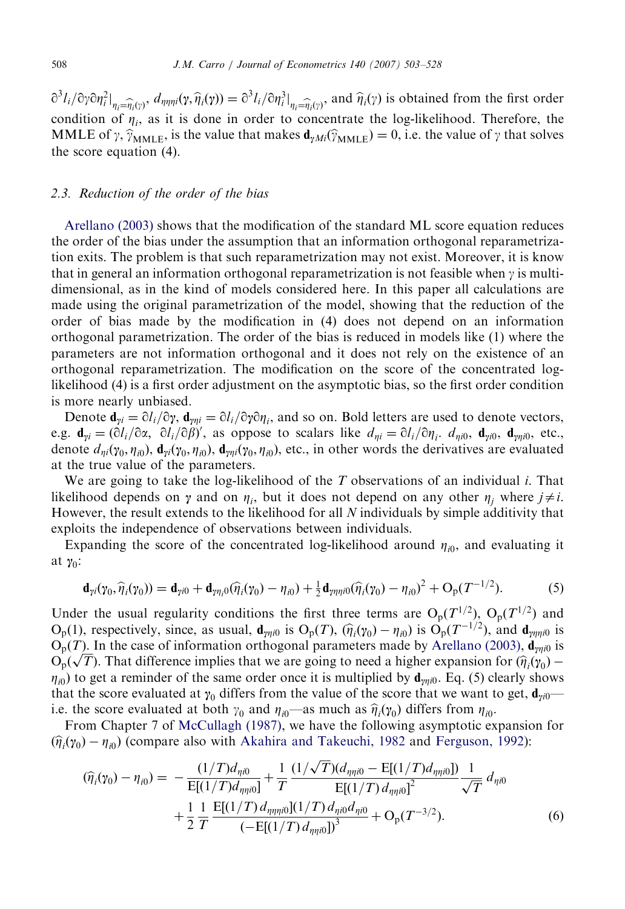$\partial^3 l_i/\partial\gamma\partial\eta_i^2|_{\eta_i=\widehat{\eta}_i(\gamma)}$, $d_{\eta\eta\eta i}(\gamma, \widehat{\eta}_i(\gamma)) = \partial^3 l_i/\partial\eta_i^3|_{\eta_i=\widehat{\eta}_i(\gamma)}$, and $\widehat{\eta}_i(\gamma)$ is obtained from the first order condition of $\eta_i$, as it is done in order to concentrate the log-likelihood. Therefore, the MMLE of $\gamma$, $\widehat{\gamma}_{\text{MMLE}}$, is the value that makes $\mathbf{d}_{\gamma Mi}(\widehat{\gamma}_{\text{MMLE}}) = 0$, i.e. the value of $\gamma$ that solves the score equation (4).

### 2.3. Reduction of the order of the bias

Arellano (2003) shows that the modification of the standard ML score equation reduces the order of the bias under the assumption that an information orthogonal reparametrization exits. The problem is that such reparametrization may not exist. Moreover, it is know that in general an information orthogonal reparametrization is not feasible when $\gamma$ is multi-dimensional, as in the kind of models considered here. In this paper all calculations are made using the original parametrization of the model, showing that the reduction of the order of bias made by the modification in (4) does not depend on an information orthogonal parametrization. The order of the bias is reduced in models like (1) where the parameters are not information orthogonal and it does not rely on the existence of an orthogonal reparametrization. The modification on the score of the concentrated log-likelihood (4) is a first order adjustment on the asymptotic bias, so the first order condition is more nearly unbiased.

Denote $\mathbf{d}_{\gamma i} = \partial l_i/\partial\gamma$, $\mathbf{d}_{\gamma\eta i} = \partial l_i/\partial\gamma\partial\eta_i$, and so on. Bold letters are used to denote vectors, e.g. $\mathbf{d}_{\gamma i} = (\partial l_i/\partial\alpha,\ \partial l_i/\partial\beta)'$, as oppose to scalars like $d_{\eta i} = \partial l_i/\partial\eta_i$. $d_{\eta i0}$, $\mathbf{d}_{\gamma i0}$, $\mathbf{d}_{\gamma\eta i0}$, etc., denote $d_{\eta i}(\gamma_0, \eta_{i0})$, $\mathbf{d}_{\gamma i}(\gamma_0, \eta_{i0})$, $\mathbf{d}_{\gamma\eta i}(\gamma_0, \eta_{i0})$, etc., in other words the derivatives are evaluated at the true value of the parameters.

We are going to take the log-likelihood of the $T$ observations of an individual $i$. That likelihood depends on $\gamma$ and on $\eta_i$, but it does not depend on any other $\eta_j$ where $j \neq i$. However, the result extends to the likelihood for all $N$ individuals by simple additivity that exploits the independence of observations between individuals.

Expanding the score of the concentrated log-likelihood around $\eta_{i0}$, and evaluating it at $\gamma_0$:

$$\mathbf{d}_{\gamma i}(\gamma_0, \widehat{\eta}_i(\gamma_0)) = \mathbf{d}_{\gamma i0} + \mathbf{d}_{\gamma\eta_i 0}(\widehat{\eta}_i(\gamma_0) - \eta_{i0}) + \tfrac{1}{2}\mathbf{d}_{\gamma\eta\eta i0}(\widehat{\eta}_i(\gamma_0) - \eta_{i0})^2 + \mathrm{O_p}(T^{-1/2}). \tag{5}$$

Under the usual regularity conditions the first three terms are $\mathrm{O_p}(T^{1/2})$, $\mathrm{O_p}(T^{1/2})$ and $\mathrm{O_p}(1)$, respectively, since, as usual, $\mathbf{d}_{\gamma\eta i0}$ is $\mathrm{O_p}(T)$, $(\widehat{\eta}_i(\gamma_0) - \eta_{i0})$ is $\mathrm{O_p}(T^{-1/2})$, and $\mathbf{d}_{\gamma\eta\eta i0}$ is $\mathrm{O_p}(T)$. In the case of information orthogonal parameters made by Arellano (2003), $\mathbf{d}_{\gamma\eta i0}$ is $\mathrm{O_p}(\sqrt{T})$. That difference implies that we are going to need a higher expansion for $(\widehat{\eta}_i(\gamma_0) - \eta_{i0})$ to get a reminder of the same order once it is multiplied by $\mathbf{d}_{\gamma\eta i0}$. Eq. (5) clearly shows that the score evaluated at $\gamma_0$ differs from the value of the score that we want to get, $\mathbf{d}_{\gamma i0}$—i.e. the score evaluated at both $\gamma_0$ and $\eta_{i0}$—as much as $\widehat{\eta}_i(\gamma_0)$ differs from $\eta_{i0}$.

From Chapter 7 of McCullagh (1987), we have the following asymptotic expansion for $(\widehat{\eta}_i(\gamma_0) - \eta_{i0})$ (compare also with Akahira and Takeuchi, 1982 and Ferguson, 1992):

$$\begin{aligned}(\widehat{\eta}_i(\gamma_0) - \eta_{i0}) = &-\frac{(1/T)d_{\eta i0}}{\mathrm{E}[(1/T)d_{\eta\eta i0}]} + \frac{1}{T}\frac{(1/\sqrt{T})(d_{\eta\eta i0} - \mathrm{E}[(1/T)d_{\eta\eta i0}])}{\mathrm{E}[(1/T)\,d_{\eta\eta i0}]^2}\frac{1}{\sqrt{T}}\,d_{\eta i0} \\ &+ \frac{1}{2}\frac{1}{T}\frac{\mathrm{E}[(1/T)\,d_{\eta\eta\eta i0}](1/T)\,d_{\eta i0}d_{\eta i0}}{(-\mathrm{E}[(1/T)\,d_{\eta\eta i0}])^3} + \mathrm{O_p}(T^{-3/2}).\end{aligned} \tag{6}$$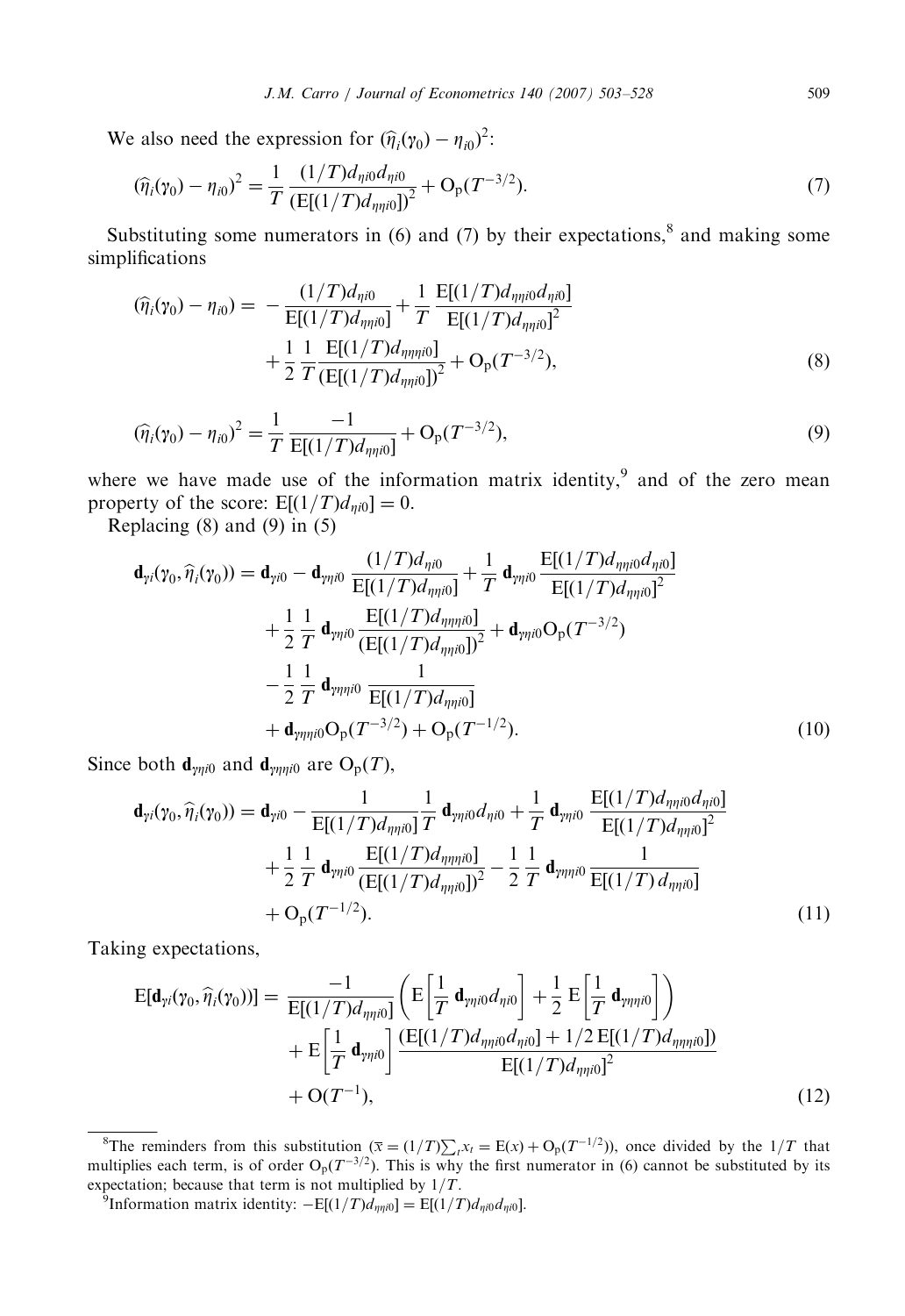We also need the expression for $(\widehat{\eta}_i(\gamma_0) - \eta_{i0})^2$:

$$(\widehat{\eta}_i(\gamma_0) - \eta_{i0})^2 = \frac{1}{T} \frac{(1/T) d_{\eta i0} d_{\eta i0}}{(\mathrm{E}[(1/T) d_{\eta\eta i0}])^2} + \mathrm{O_p}(T^{-3/2}). \tag{7}$$

Substituting some numerators in (6) and (7) by their expectations,[8] and making some simplifications

$$\begin{aligned}(\widehat{\eta}_i(\gamma_0) - \eta_{i0}) = &-\frac{(1/T) d_{\eta i0}}{\mathrm{E}[(1/T) d_{\eta\eta i0}]} + \frac{1}{T} \frac{\mathrm{E}[(1/T) d_{\eta\eta i0} d_{\eta i0}]}{\mathrm{E}[(1/T) d_{\eta\eta i0}]^2} \\ &+ \frac{1}{2} \frac{1}{T} \frac{\mathrm{E}[(1/T) d_{\eta\eta\eta i0}]}{(\mathrm{E}[(1/T) d_{\eta\eta i0}])^2} + \mathrm{O_p}(T^{-3/2}),\end{aligned} \tag{8}$$

$$(\widehat{\eta}_i(\gamma_0) - \eta_{i0})^2 = \frac{1}{T} \frac{-1}{\mathrm{E}[(1/T) d_{\eta\eta i0}]} + \mathrm{O_p}(T^{-3/2}), \tag{9}$$

where we have made use of the information matrix identity,[9] and of the zero mean property of the score: $\mathrm{E}[(1/T) d_{\eta i0}] = 0$.

Replacing (8) and (9) in (5)

$$\begin{aligned}\mathbf{d}_{\gamma i}(\gamma_0, \widehat{\eta}_i(\gamma_0)) = &\,\mathbf{d}_{\gamma i0} - \mathbf{d}_{\gamma\eta i0} \frac{(1/T) d_{\eta i0}}{\mathrm{E}[(1/T) d_{\eta\eta i0}]} + \frac{1}{T} \mathbf{d}_{\gamma\eta i0} \frac{\mathrm{E}[(1/T) d_{\eta\eta i0} d_{\eta i0}]}{\mathrm{E}[(1/T) d_{\eta\eta i0}]^2} \\ &+ \frac{1}{2} \frac{1}{T} \mathbf{d}_{\gamma\eta i0} \frac{\mathrm{E}[(1/T) d_{\eta\eta\eta i0}]}{(\mathrm{E}[(1/T) d_{\eta\eta i0}])^2} + \mathbf{d}_{\gamma\eta i0} \mathrm{O_p}(T^{-3/2}) \\ &- \frac{1}{2} \frac{1}{T} \mathbf{d}_{\gamma\eta\eta i0} \frac{1}{\mathrm{E}[(1/T) d_{\eta\eta i0}]} \\ &+ \mathbf{d}_{\gamma\eta\eta i0} \mathrm{O_p}(T^{-3/2}) + \mathrm{O_p}(T^{-1/2}).\end{aligned} \tag{10}$$

Since both $\mathbf{d}_{\gamma\eta i0}$ and $\mathbf{d}_{\gamma\eta\eta i0}$ are $\mathrm{O_p}(T)$,

$$\begin{aligned}\mathbf{d}_{\gamma i}(\gamma_0, \widehat{\eta}_i(\gamma_0)) = &\,\mathbf{d}_{\gamma i0} - \frac{1}{\mathrm{E}[(1/T) d_{\eta\eta i0}]} \frac{1}{T} \mathbf{d}_{\gamma\eta i0} d_{\eta i0} + \frac{1}{T} \mathbf{d}_{\gamma\eta i0} \frac{\mathrm{E}[(1/T) d_{\eta\eta i0} d_{\eta i0}]}{\mathrm{E}[(1/T) d_{\eta\eta i0}]^2} \\ &+ \frac{1}{2} \frac{1}{T} \mathbf{d}_{\gamma\eta i0} \frac{\mathrm{E}[(1/T) d_{\eta\eta\eta i0}]}{(\mathrm{E}[(1/T) d_{\eta\eta i0}])^2} - \frac{1}{2} \frac{1}{T} \mathbf{d}_{\gamma\eta\eta i0} \frac{1}{\mathrm{E}[(1/T)\, d_{\eta\eta i0}]} \\ &+ \mathrm{O_p}(T^{-1/2}).\end{aligned} \tag{11}$$

Taking expectations,

$$\begin{aligned}\mathrm{E}[\mathbf{d}_{\gamma i}(\gamma_0, \widehat{\eta}_i(\gamma_0))] = &\,\frac{-1}{\mathrm{E}[(1/T) d_{\eta\eta i0}]} \left( \mathrm{E}\left[\frac{1}{T} \mathbf{d}_{\gamma\eta i0} d_{\eta i0}\right] + \frac{1}{2} \mathrm{E}\left[\frac{1}{T} \mathbf{d}_{\gamma\eta\eta i0}\right] \right) \\ &+ \mathrm{E}\left[\frac{1}{T} \mathbf{d}_{\gamma\eta i0}\right] \frac{(\mathrm{E}[(1/T) d_{\eta\eta i0} d_{\eta i0}] + 1/2\, \mathrm{E}[(1/T) d_{\eta\eta\eta i0}])}{\mathrm{E}[(1/T) d_{\eta\eta i0}]^2} \\ &+ \mathrm{O}(T^{-1}),\end{aligned} \tag{12}$$

---

[8] The reminders from this substitution ($\bar{x} = (1/T)\sum_t x_t = \mathrm{E}(x) + \mathrm{O_p}(T^{-1/2})$), once divided by the $1/T$ that multiplies each term, is of order $\mathrm{O_p}(T^{-3/2})$. This is why the first numerator in (6) cannot be substituted by its expectation; because that term is not multiplied by $1/T$.

[9] Information matrix identity: $-\mathrm{E}[(1/T) d_{\eta\eta i0}] = \mathrm{E}[(1/T) d_{\eta i0} d_{\eta i0}]$.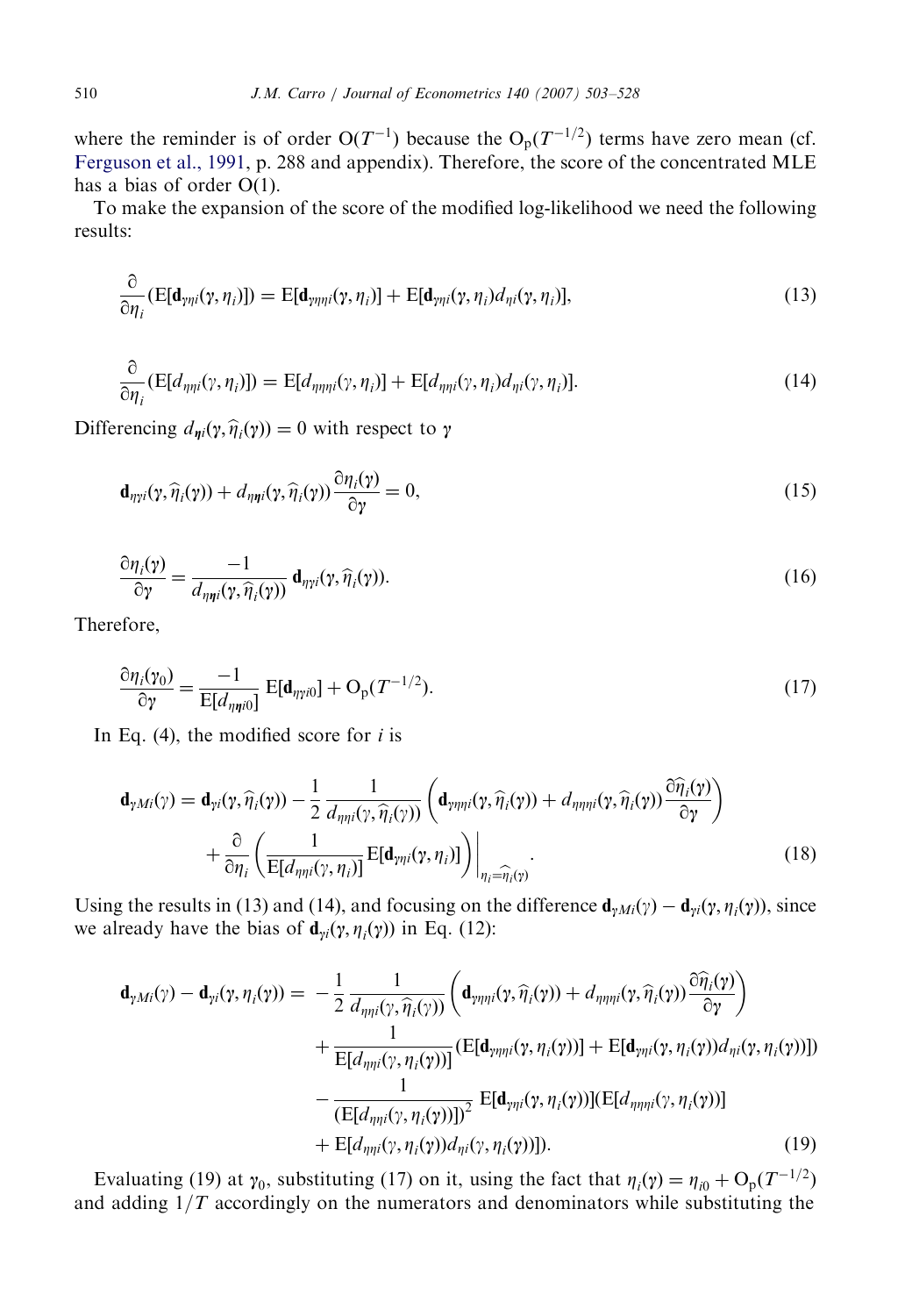where the reminder is of order $O(T^{-1})$ because the $O_p(T^{-1/2})$ terms have zero mean (cf. Ferguson et al., 1991, p. 288 and appendix). Therefore, the score of the concentrated MLE has a bias of order O(1).

To make the expansion of the score of the modified log-likelihood we need the following results:

$$\frac{\partial}{\partial \eta_i}(\mathrm{E}[\mathbf{d}_{\gamma\eta i}(\gamma, \eta_i)]) = \mathrm{E}[\mathbf{d}_{\gamma\eta\eta i}(\gamma, \eta_i)] + \mathrm{E}[\mathbf{d}_{\gamma\eta i}(\gamma, \eta_i) d_{\eta i}(\gamma, \eta_i)], \tag{13}$$

$$\frac{\partial}{\partial \eta_i}(\mathrm{E}[d_{\eta\eta i}(\gamma, \eta_i)]) = \mathrm{E}[d_{\eta\eta\eta i}(\gamma, \eta_i)] + \mathrm{E}[d_{\eta\eta i}(\gamma, \eta_i) d_{\eta i}(\gamma, \eta_i)]. \tag{14}$$

Differencing $d_{\eta i}(\gamma, \widehat{\eta}_i(\gamma)) = 0$ with respect to $\gamma$

$$\mathbf{d}_{\eta\gamma i}(\gamma, \widehat{\eta}_i(\gamma)) + d_{\eta\eta i}(\gamma, \widehat{\eta}_i(\gamma)) \frac{\partial \eta_i(\gamma)}{\partial \gamma} = 0, \tag{15}$$

$$\frac{\partial \eta_i(\gamma)}{\partial \gamma} = \frac{-1}{d_{\eta\eta i}(\gamma, \widehat{\eta}_i(\gamma))} \mathbf{d}_{\eta\gamma i}(\gamma, \widehat{\eta}_i(\gamma)). \tag{16}$$

Therefore,

$$\frac{\partial \eta_i(\gamma_0)}{\partial \gamma} = \frac{-1}{\mathrm{E}[d_{\eta\eta i0}]} \mathrm{E}[\mathbf{d}_{\eta\gamma i0}] + O_p(T^{-1/2}). \tag{17}$$

In Eq. (4), the modified score for $i$ is

$$\begin{aligned} \mathbf{d}_{\gamma M i}(\gamma) = \mathbf{d}_{\gamma i}(\gamma, \widehat{\eta}_i(\gamma)) &- \frac{1}{2} \frac{1}{d_{\eta\eta i}(\gamma, \widehat{\eta}_i(\gamma))} \left( \mathbf{d}_{\gamma\eta\eta i}(\gamma, \widehat{\eta}_i(\gamma)) + d_{\eta\eta\eta i}(\gamma, \widehat{\eta}_i(\gamma)) \frac{\partial \widehat{\eta}_i(\gamma)}{\partial \gamma} \right) \\ &+ \frac{\partial}{\partial \eta_i} \left( \frac{1}{\mathrm{E}[d_{\eta\eta i}(\gamma, \eta_i)]} \mathrm{E}[\mathbf{d}_{\gamma\eta i}(\gamma, \eta_i)] \right) \Bigg|_{\eta_i = \widehat{\eta}_i(\gamma)}. \end{aligned} \tag{18}$$

Using the results in (13) and (14), and focusing on the difference $\mathbf{d}_{\gamma M i}(\gamma) - \mathbf{d}_{\gamma i}(\gamma, \eta_i(\gamma))$, since we already have the bias of $\mathbf{d}_{\gamma i}(\gamma, \eta_i(\gamma))$ in Eq. (12):

$$\begin{aligned} \mathbf{d}_{\gamma M i}(\gamma) - \mathbf{d}_{\gamma i}(\gamma, \eta_i(\gamma)) = &- \frac{1}{2} \frac{1}{d_{\eta\eta i}(\gamma, \widehat{\eta}_i(\gamma))} \left( \mathbf{d}_{\gamma\eta\eta i}(\gamma, \widehat{\eta}_i(\gamma)) + d_{\eta\eta\eta i}(\gamma, \widehat{\eta}_i(\gamma)) \frac{\partial \widehat{\eta}_i(\gamma)}{\partial \gamma} \right) \\ &+ \frac{1}{\mathrm{E}[d_{\eta\eta i}(\gamma, \eta_i(\gamma))]} (\mathrm{E}[\mathbf{d}_{\gamma\eta\eta i}(\gamma, \eta_i(\gamma))] + \mathrm{E}[\mathbf{d}_{\gamma\eta i}(\gamma, \eta_i(\gamma)) d_{\eta i}(\gamma, \eta_i(\gamma))]) \\ &- \frac{1}{(\mathrm{E}[d_{\eta\eta i}(\gamma, \eta_i(\gamma))])^2} \mathrm{E}[\mathbf{d}_{\gamma\eta i}(\gamma, \eta_i(\gamma))] (\mathrm{E}[d_{\eta\eta\eta i}(\gamma, \eta_i(\gamma))] \\ &+ \mathrm{E}[d_{\eta\eta i}(\gamma, \eta_i(\gamma)) d_{\eta i}(\gamma, \eta_i(\gamma))]). \end{aligned} \tag{19}$$

Evaluating (19) at $\gamma_0$, substituting (17) on it, using the fact that $\eta_i(\gamma) = \eta_{i0} + O_p(T^{-1/2})$ and adding $1/T$ accordingly on the numerators and denominators while substituting the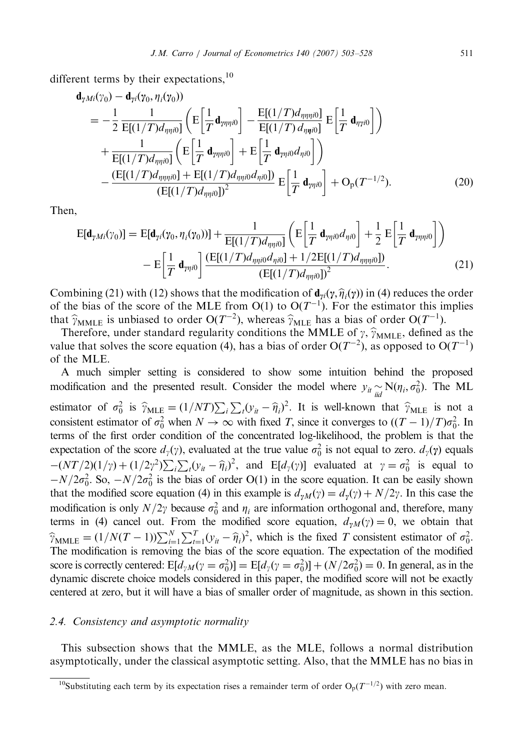different terms by their expectations,[10]

$$
\begin{aligned}
&\mathbf{d}_{\gamma Mi}(\gamma_0) - \mathbf{d}_{\gamma i}(\gamma_0, \eta_i(\gamma_0)) \\
&= -\frac{1}{2}\frac{1}{\mathrm{E}[(1/T)d_{\eta\eta i0}]}\left(\mathrm{E}\left[\frac{1}{T}\mathbf{d}_{\gamma\eta\eta i0}\right] - \frac{\mathrm{E}[(1/T)d_{\eta\eta\eta i0}]}{\mathrm{E}[(1/T)\,d_{\eta\eta i0}]}\mathrm{E}\left[\frac{1}{T}\mathbf{d}_{\eta\gamma i0}\right]\right) \\
&\quad + \frac{1}{\mathrm{E}[(1/T)d_{\eta\eta i0}]}\left(\mathrm{E}\left[\frac{1}{T}\mathbf{d}_{\gamma\eta\eta i0}\right] + \mathrm{E}\left[\frac{1}{T}\mathbf{d}_{\gamma\eta i0}d_{\eta i0}\right]\right) \\
&\quad - \frac{(\mathrm{E}[(1/T)d_{\eta\eta\eta i0}] + \mathrm{E}[(1/T)d_{\eta\eta i0}d_{\eta i0}])}{(\mathrm{E}[(1/T)d_{\eta\eta i0}])^2}\mathrm{E}\left[\frac{1}{T}\mathbf{d}_{\gamma\eta i0}\right] + \mathrm{O_p}(T^{-1/2}).
\end{aligned} \tag{20}
$$

Then,

$$
\begin{aligned}
\mathrm{E}[\mathbf{d}_{\gamma Mi}(\gamma_0)] &= \mathrm{E}[\mathbf{d}_{\gamma i}(\gamma_0, \eta_i(\gamma_0))] + \frac{1}{\mathrm{E}[(1/T)d_{\eta\eta i0}]}\left(\mathrm{E}\left[\frac{1}{T}\mathbf{d}_{\gamma\eta i0}d_{\eta i0}\right] + \frac{1}{2}\mathrm{E}\left[\frac{1}{T}\mathbf{d}_{\gamma\eta\eta i0}\right]\right) \\
&\quad - \mathrm{E}\left[\frac{1}{T}\mathbf{d}_{\gamma\eta i0}\right]\frac{(\mathrm{E}[(1/T)d_{\eta\eta i0}d_{\eta i0}] + 1/2\mathrm{E}[(1/T)d_{\eta\eta\eta i0}])}{(\mathrm{E}[(1/T)d_{\eta\eta i0}])^2}.
\end{aligned} \tag{21}
$$

Combining (21) with (12) shows that the modification of $\mathbf{d}_{\gamma i}(\gamma, \widehat{\eta}_i(\gamma))$ in (4) reduces the order of the bias of the score of the MLE from $\mathrm{O}(1)$ to $\mathrm{O}(T^{-1})$. For the estimator this implies that $\widehat{\gamma}_{\mathrm{MMLE}}$ is unbiased to order $\mathrm{O}(T^{-2})$, whereas $\widehat{\gamma}_{\mathrm{MLE}}$ has a bias of order $\mathrm{O}(T^{-1})$.

Therefore, under standard regularity conditions the MMLE of $\gamma$, $\widehat{\gamma}_{\mathrm{MMLE}}$, defined as the value that solves the score equation (4), has a bias of order $\mathrm{O}(T^{-2})$, as opposed to $\mathrm{O}(T^{-1})$ of the MLE.

A much simpler setting is considered to show some intuition behind the proposed modification and the presented result. Consider the model where $y_{it} \underset{iid}{\sim} \mathrm{N}(\eta_i, \sigma_0^2)$. The ML estimator of $\sigma_0^2$ is $\widehat{\gamma}_{\mathrm{MLE}} = (1/NT)\sum_i\sum_t(y_{it} - \widehat{\eta}_i)^2$. It is well-known that $\widehat{\gamma}_{\mathrm{MLE}}$ is not a consistent estimator of $\sigma_0^2$ when $N \to \infty$ with fixed $T$, since it converges to $((T-1)/T)\sigma_0^2$. In terms of the first order condition of the concentrated log-likelihood, the problem is that the expectation of the score $d_\gamma(\gamma)$, evaluated at the true value $\sigma_0^2$ is not equal to zero. $d_\gamma(\gamma)$ equals $-(NT/2)(1/\gamma) + (1/2\gamma^2)\sum_i\sum_t(y_{it} - \widehat{\eta}_i)^2$, and $\mathrm{E}[d_\gamma(\gamma)]$ evaluated at $\gamma = \sigma_0^2$ is equal to $-N/2\sigma_0^2$. So, $-N/2\sigma_0^2$ is the bias of order $\mathrm{O}(1)$ in the score equation. It can be easily shown that the modified score equation (4) in this example is $d_{\gamma M}(\gamma) = d_\gamma(\gamma) + N/2\gamma$. In this case the modification is only $N/2\gamma$ because $\sigma_0^2$ and $\eta_i$ are information orthogonal and, therefore, many terms in (4) cancel out. From the modified score equation, $d_{\gamma M}(\gamma) = 0$, we obtain that $\widehat{\gamma}_{\mathrm{MMLE}} = (1/N(T-1))\sum_{i=1}^N\sum_{t=1}^T(y_{it} - \widehat{\eta}_i)^2$, which is the fixed $T$ consistent estimator of $\sigma_0^2$. The modification is removing the bias of the score equation. The expectation of the modified score is correctly centered: $\mathrm{E}[d_{\gamma M}(\gamma = \sigma_0^2)] = \mathrm{E}[d_\gamma(\gamma = \sigma_0^2)] + (N/2\sigma_0^2) = 0$. In general, as in the dynamic discrete choice models considered in this paper, the modified score will not be exactly centered at zero, but it will have a bias of smaller order of magnitude, as shown in this section.

### 2.4. Consistency and asymptotic normality

This subsection shows that the MMLE, as the MLE, follows a normal distribution asymptotically, under the classical asymptotic setting. Also, that the MMLE has no bias in

[10] Substituting each term by its expectation rises a remainder term of order $\mathrm{O_p}(T^{-1/2})$ with zero mean.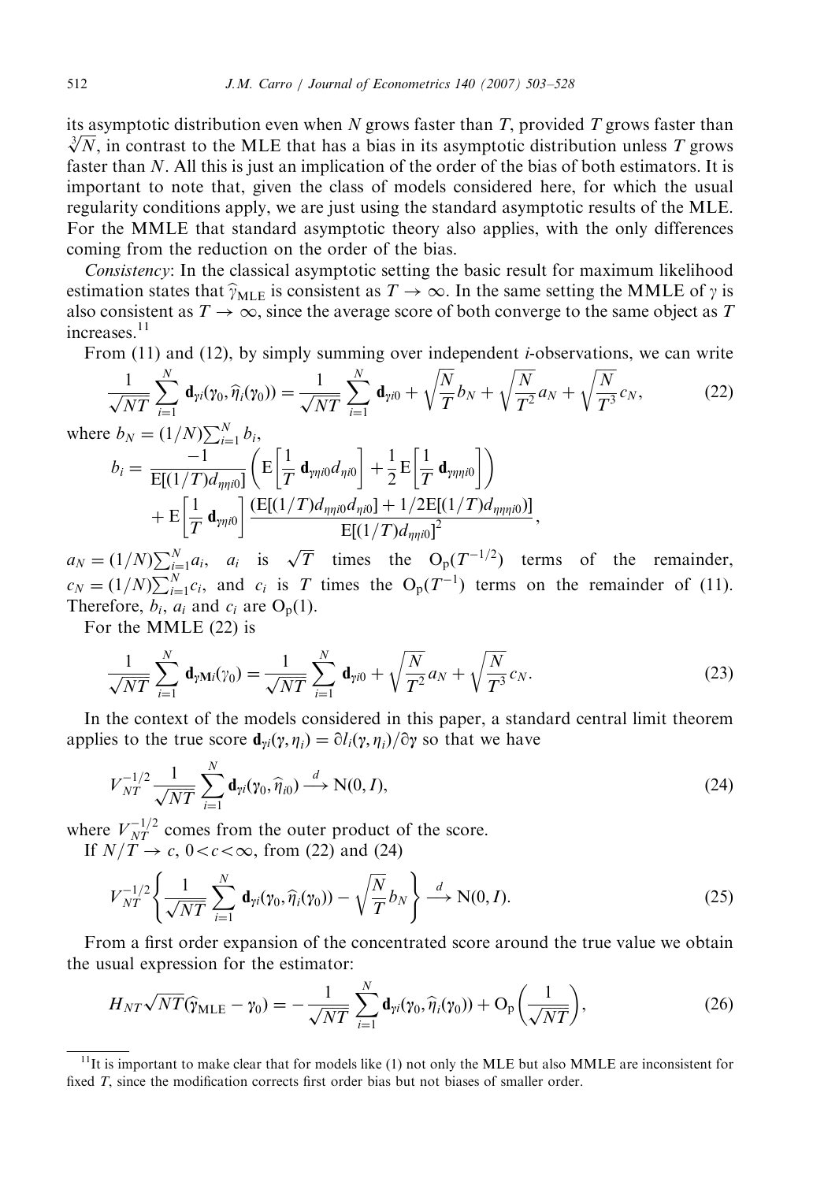its asymptotic distribution even when $N$ grows faster than $T$, provided $T$ grows faster than $\sqrt[3]{N}$, in contrast to the MLE that has a bias in its asymptotic distribution unless $T$ grows faster than $N$. All this is just an implication of the order of the bias of both estimators. It is important to note that, given the class of models considered here, for which the usual regularity conditions apply, we are just using the standard asymptotic results of the MLE. For the MMLE that standard asymptotic theory also applies, with the only differences coming from the reduction on the order of the bias.

*Consistency*: In the classical asymptotic setting the basic result for maximum likelihood estimation states that $\widehat{\gamma}_{\text{MLE}}$ is consistent as $T \to \infty$. In the same setting the MMLE of $\gamma$ is also consistent as $T \to \infty$, since the average score of both converge to the same object as $T$ increases.[11]

From (11) and (12), by simply summing over independent $i$-observations, we can write

$$\frac{1}{\sqrt{NT}} \sum_{i=1}^{N} \mathbf{d}_{\gamma i}(\gamma_0, \widehat{\eta}_i(\gamma_0)) = \frac{1}{\sqrt{NT}} \sum_{i=1}^{N} \mathbf{d}_{\gamma i0} + \sqrt{\frac{N}{T}} b_N + \sqrt{\frac{N}{T^2}} a_N + \sqrt{\frac{N}{T^3}} c_N, \tag{22}$$

where $b_N = (1/N)\sum_{i=1}^{N} b_i$,

$$b_i = \frac{-1}{\mathrm{E}[(1/T)d_{\eta\eta i0}]} \left( \mathrm{E}\left[\frac{1}{T}\,\mathbf{d}_{\gamma\eta i0} d_{\eta i0}\right] + \frac{1}{2}\mathrm{E}\left[\frac{1}{T}\,\mathbf{d}_{\gamma\eta\eta i0}\right] \right) + \mathrm{E}\left[\frac{1}{T}\,\mathbf{d}_{\gamma\eta i0}\right] \frac{(\mathrm{E}[(1/T)d_{\eta\eta i0} d_{\eta i0}] + 1/2\mathrm{E}[(1/T)d_{\eta\eta\eta i0}])}{\mathrm{E}[(1/T)d_{\eta\eta i0}]^2},$$

$a_N = (1/N)\sum_{i=1}^{N} a_i$, $a_i$ is $\sqrt{T}$ times the $\mathrm{O_p}(T^{-1/2})$ terms of the remainder, $c_N = (1/N)\sum_{i=1}^{N} c_i$, and $c_i$ is $T$ times the $\mathrm{O_p}(T^{-1})$ terms on the remainder of (11). Therefore, $b_i$, $a_i$ and $c_i$ are $\mathrm{O_p}(1)$.

For the MMLE (22) is

$$\frac{1}{\sqrt{NT}} \sum_{i=1}^{N} \mathbf{d}_{\gamma \mathbf{M} i}(\gamma_0) = \frac{1}{\sqrt{NT}} \sum_{i=1}^{N} \mathbf{d}_{\gamma i0} + \sqrt{\frac{N}{T^2}} a_N + \sqrt{\frac{N}{T^3}} c_N. \tag{23}$$

In the context of the models considered in this paper, a standard central limit theorem applies to the true score $\mathbf{d}_{\gamma i}(\gamma, \eta_i) = \partial l_i(\gamma, \eta_i)/\partial\gamma$ so that we have

$$V_{NT}^{-1/2} \frac{1}{\sqrt{NT}} \sum_{i=1}^{N} \mathbf{d}_{\gamma i}(\gamma_0, \widehat{\eta}_{i0}) \xrightarrow{d} \mathrm{N}(0, I), \tag{24}$$

where $V_{NT}^{-1/2}$ comes from the outer product of the score.

If $N/T \to c$, $0 < c < \infty$, from (22) and (24)

$$V_{NT}^{-1/2} \left\{ \frac{1}{\sqrt{NT}} \sum_{i=1}^{N} \mathbf{d}_{\gamma i}(\gamma_0, \widehat{\eta}_i(\gamma_0)) - \sqrt{\frac{N}{T}} b_N \right\} \xrightarrow{d} \mathrm{N}(0, I). \tag{25}$$

From a first order expansion of the concentrated score around the true value we obtain the usual expression for the estimator:

$$H_{NT}\sqrt{NT}(\widehat{\gamma}_{\text{MLE}} - \gamma_0) = -\frac{1}{\sqrt{NT}} \sum_{i=1}^{N} \mathbf{d}_{\gamma i}(\gamma_0, \widehat{\eta}_i(\gamma_0)) + \mathrm{O_p}\left(\frac{1}{\sqrt{NT}}\right), \tag{26}$$

[11] It is important to make clear that for models like (1) not only the MLE but also MMLE are inconsistent for fixed $T$, since the modification corrects first order bias but not biases of smaller order.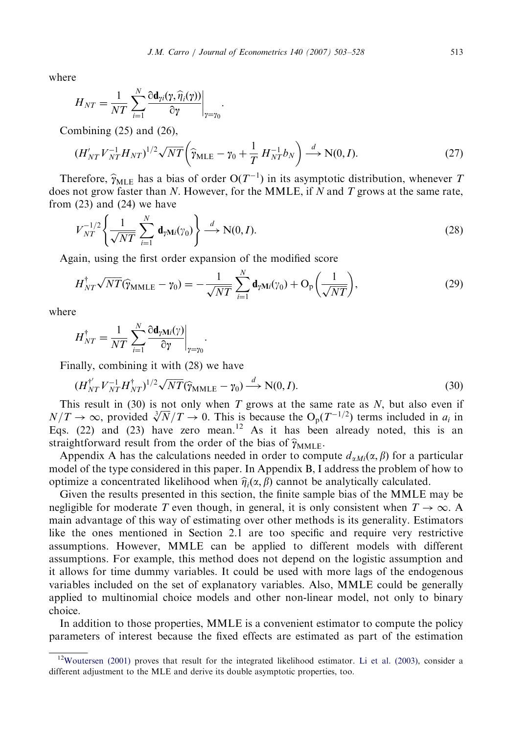where

$$H_{NT} = \frac{1}{NT} \sum_{i=1}^{N} \frac{\partial \mathbf{d}_{\gamma i}(\gamma, \widehat{\eta}_i(\gamma))}{\partial \gamma} \bigg|_{\gamma=\gamma_0}.$$

Combining (25) and (26),

$$(H'_{NT} V_{NT}^{-1} H_{NT})^{1/2} \sqrt{NT} \left( \widehat{\gamma}_{\text{MLE}} - \gamma_0 + \frac{1}{T} H_{NT}^{-1} b_N \right) \xrightarrow{d} \text{N}(0, I). \tag{27}$$

Therefore, $\widehat{\gamma}_{\text{MLE}}$ has a bias of order $\text{O}(T^{-1})$ in its asymptotic distribution, whenever $T$ does not grow faster than $N$. However, for the MMLE, if $N$ and $T$ grows at the same rate, from (23) and (24) we have

$$V_{NT}^{-1/2} \left\{ \frac{1}{\sqrt{NT}} \sum_{i=1}^{N} \mathbf{d}_{\gamma \text{M}i}(\gamma_0) \right\} \xrightarrow{d} \text{N}(0, I). \tag{28}$$

Again, using the first order expansion of the modified score

$$H_{NT}^{\dagger} \sqrt{NT} (\widehat{\gamma}_{\text{MMLE}} - \gamma_0) = -\frac{1}{\sqrt{NT}} \sum_{i=1}^{N} \mathbf{d}_{\gamma \text{M}i}(\gamma_0) + \text{O}_\text{p}\left( \frac{1}{\sqrt{NT}} \right), \tag{29}$$

where

$$H_{NT}^{\dagger} = \frac{1}{NT} \sum_{i=1}^{N} \frac{\partial \mathbf{d}_{\gamma \text{M}i}(\gamma)}{\partial \gamma} \bigg|_{\gamma=\gamma_0}.$$

Finally, combining it with (28) we have

$$(H_{NT}^{\dagger'} V_{NT}^{-1} H_{NT}^{\dagger})^{1/2} \sqrt{NT} (\widehat{\gamma}_{\text{MMLE}} - \gamma_0) \xrightarrow{d} \text{N}(0, I). \tag{30}$$

This result in (30) is not only when $T$ grows at the same rate as $N$, but also even if $N/T \to \infty$, provided $\sqrt[3]{N}/T \to 0$. This is because the $\text{O}_\text{p}(T^{-1/2})$ terms included in $a_i$ in Eqs. (22) and (23) have zero mean.[12] As it has been already noted, this is an straightforward result from the order of the bias of $\widehat{\gamma}_{\text{MMLE}}$.

Appendix A has the calculations needed in order to compute $d_{\alpha Mi}(\alpha, \beta)$ for a particular model of the type considered in this paper. In Appendix B, I address the problem of how to optimize a concentrated likelihood when $\widehat{\eta}_i(\alpha, \beta)$ cannot be analytically calculated.

Given the results presented in this section, the finite sample bias of the MMLE may be negligible for moderate $T$ even though, in general, it is only consistent when $T \to \infty$. A main advantage of this way of estimating over other methods is its generality. Estimators like the ones mentioned in Section 2.1 are too specific and require very restrictive assumptions. However, MMLE can be applied to different models with different assumptions. For example, this method does not depend on the logistic assumption and it allows for time dummy variables. It could be used with more lags of the endogenous variables included on the set of explanatory variables. Also, MMLE could be generally applied to multinomial choice models and other non-linear model, not only to binary choice.

In addition to those properties, MMLE is a convenient estimator to compute the policy parameters of interest because the fixed effects are estimated as part of the estimation

[12] Woutersen (2001) proves that result for the integrated likelihood estimator. Li et al. (2003), consider a different adjustment to the MLE and derive its double asymptotic properties, too.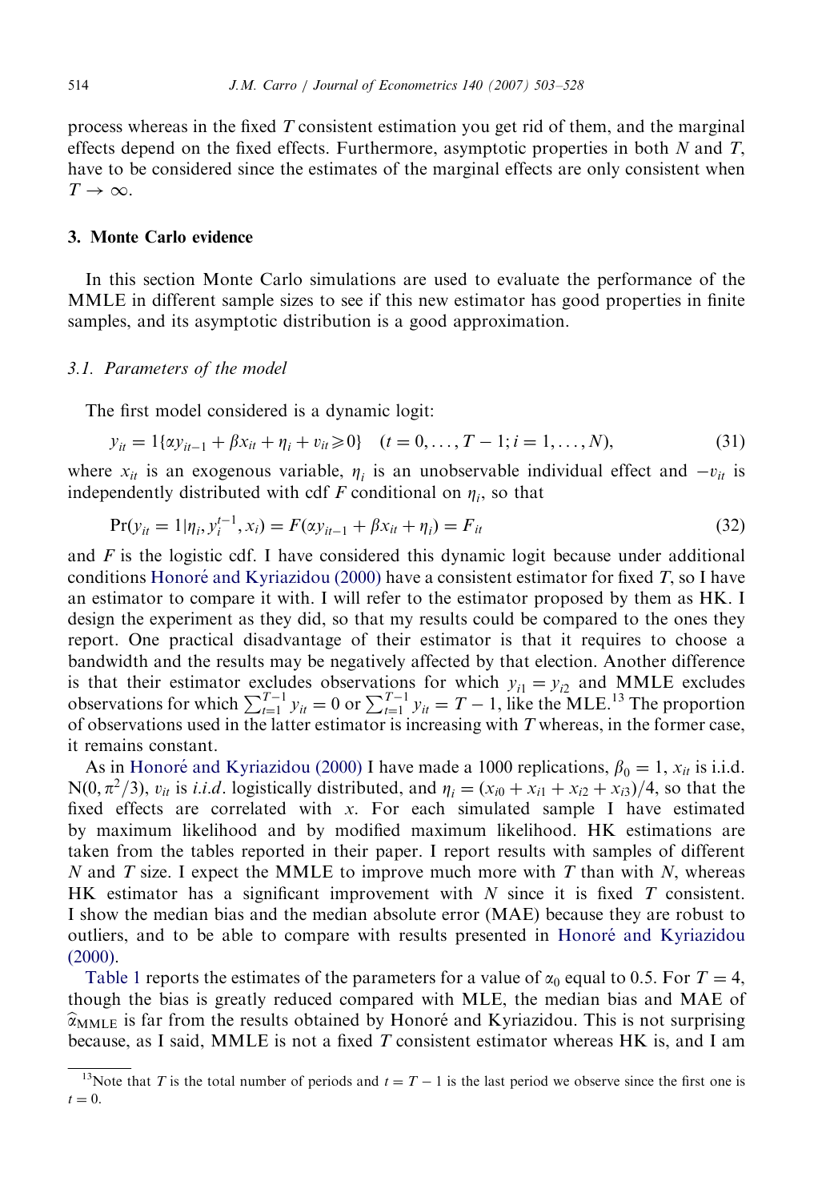process whereas in the fixed $T$ consistent estimation you get rid of them, and the marginal effects depend on the fixed effects. Furthermore, asymptotic properties in both $N$ and $T$, have to be considered since the estimates of the marginal effects are only consistent when $T \to \infty$.

## 3. Monte Carlo evidence

In this section Monte Carlo simulations are used to evaluate the performance of the MMLE in different sample sizes to see if this new estimator has good properties in finite samples, and its asymptotic distribution is a good approximation.

### 3.1. Parameters of the model

The first model considered is a dynamic logit:

$$y_{it} = 1\{\alpha y_{it-1} + \beta x_{it} + \eta_i + v_{it} \geq 0\} \quad (t = 0, \ldots, T-1; i = 1, \ldots, N), \tag{31}$$

where $x_{it}$ is an exogenous variable, $\eta_i$ is an unobservable individual effect and $-v_{it}$ is independently distributed with cdf $F$ conditional on $\eta_i$, so that

$$\Pr(y_{it} = 1 | \eta_i, y_i^{t-1}, x_i) = F(\alpha y_{it-1} + \beta x_{it} + \eta_i) = F_{it} \tag{32}$$

and $F$ is the logistic cdf. I have considered this dynamic logit because under additional conditions Honoré and Kyriazidou (2000) have a consistent estimator for fixed $T$, so I have an estimator to compare it with. I will refer to the estimator proposed by them as HK. I design the experiment as they did, so that my results could be compared to the ones they report. One practical disadvantage of their estimator is that it requires to choose a bandwidth and the results may be negatively affected by that election. Another difference is that their estimator excludes observations for which $y_{i1} = y_{i2}$ and MMLE excludes observations for which $\sum_{t=1}^{T-1} y_{it} = 0$ or $\sum_{t=1}^{T-1} y_{it} = T-1$, like the MLE.[13] The proportion of observations used in the latter estimator is increasing with $T$ whereas, in the former case, it remains constant.

As in Honoré and Kyriazidou (2000) I have made a 1000 replications, $\beta_0 = 1$, $x_{it}$ is i.i.d. $N(0, \pi^2/3)$, $v_{it}$ is *i.i.d.* logistically distributed, and $\eta_i = (x_{i0} + x_{i1} + x_{i2} + x_{i3})/4$, so that the fixed effects are correlated with $x$. For each simulated sample I have estimated by maximum likelihood and by modified maximum likelihood. HK estimations are taken from the tables reported in their paper. I report results with samples of different $N$ and $T$ size. I expect the MMLE to improve much more with $T$ than with $N$, whereas HK estimator has a significant improvement with $N$ since it is fixed $T$ consistent. I show the median bias and the median absolute error (MAE) because they are robust to outliers, and to be able to compare with results presented in Honoré and Kyriazidou (2000).

Table 1 reports the estimates of the parameters for a value of $\alpha_0$ equal to 0.5. For $T = 4$, though the bias is greatly reduced compared with MLE, the median bias and MAE of $\hat{\alpha}_{\text{MMLE}}$ is far from the results obtained by Honoré and Kyriazidou. This is not surprising because, as I said, MMLE is not a fixed $T$ consistent estimator whereas HK is, and I am

[13] Note that $T$ is the total number of periods and $t = T - 1$ is the last period we observe since the first one is $t = 0$.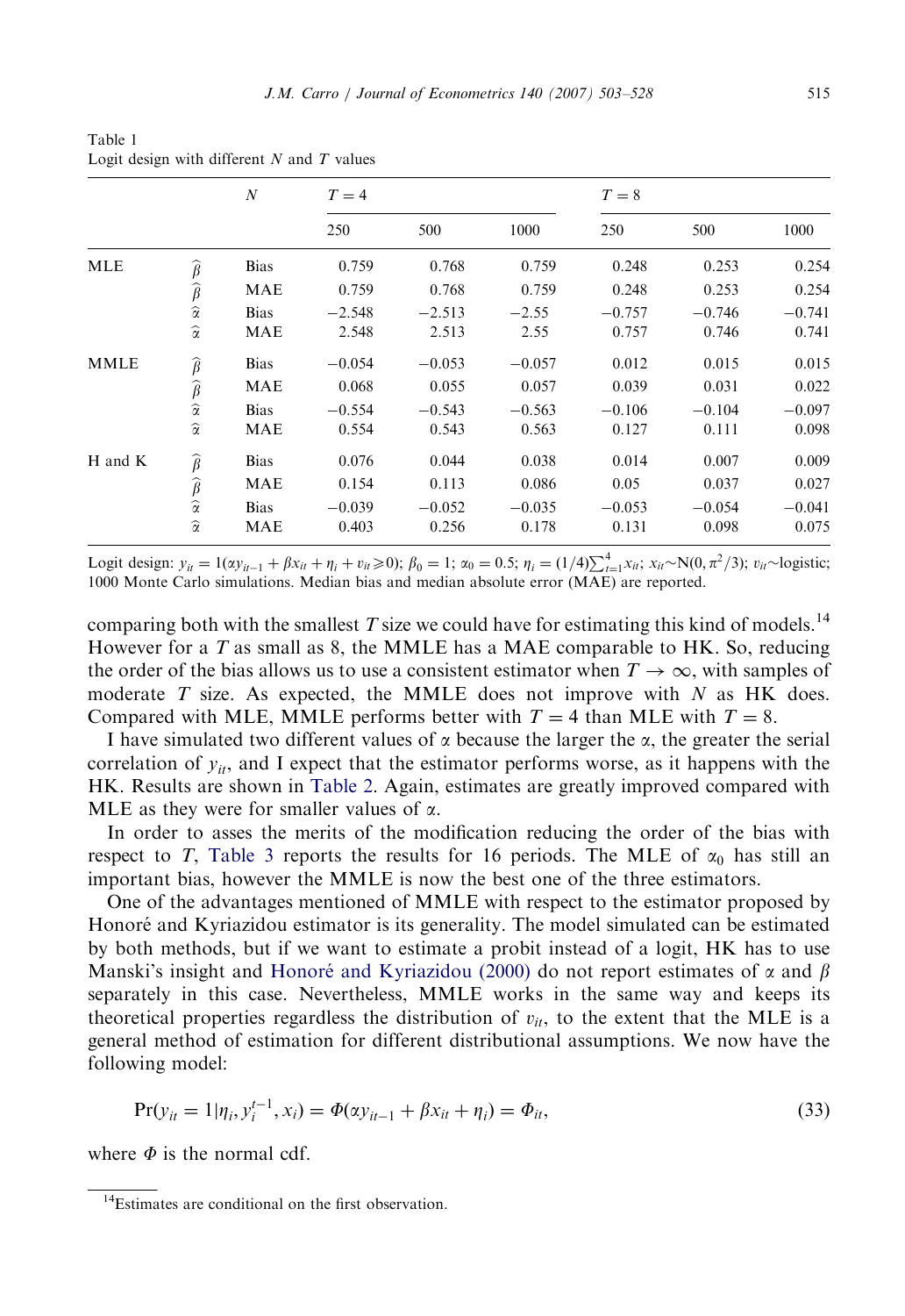Table 1
Logit design with different $N$ and $T$ values

| | | $N$ | $T=4$ | | | $T=8$ | | |
|---|---|---|---|---|---|---|---|---|
| | | | 250 | 500 | 1000 | 250 | 500 | 1000 |
| MLE | $\widehat{\beta}$ | Bias | 0.759 | 0.768 | 0.759 | 0.248 | 0.253 | 0.254 |
| | $\widehat{\beta}$ | MAE | 0.759 | 0.768 | 0.759 | 0.248 | 0.253 | 0.254 |
| | $\widehat{\alpha}$ | Bias | −2.548 | −2.513 | −2.55 | −0.757 | −0.746 | −0.741 |
| | $\widehat{\alpha}$ | MAE | 2.548 | 2.513 | 2.55 | 0.757 | 0.746 | 0.741 |
| MMLE | $\widehat{\beta}$ | Bias | −0.054 | −0.053 | −0.057 | 0.012 | 0.015 | 0.015 |
| | $\widehat{\beta}$ | MAE | 0.068 | 0.055 | 0.057 | 0.039 | 0.031 | 0.022 |
| | $\widehat{\alpha}$ | Bias | −0.554 | −0.543 | −0.563 | −0.106 | −0.104 | −0.097 |
| | $\widehat{\alpha}$ | MAE | 0.554 | 0.543 | 0.563 | 0.127 | 0.111 | 0.098 |
| H and K | $\widehat{\beta}$ | Bias | 0.076 | 0.044 | 0.038 | 0.014 | 0.007 | 0.009 |
| | $\widehat{\beta}$ | MAE | 0.154 | 0.113 | 0.086 | 0.05 | 0.037 | 0.027 |
| | $\widehat{\alpha}$ | Bias | −0.039 | −0.052 | −0.035 | −0.053 | −0.054 | −0.041 |
| | $\widehat{\alpha}$ | MAE | 0.403 | 0.256 | 0.178 | 0.131 | 0.098 | 0.075 |

Logit design: $y_{it} = 1(\alpha y_{it-1} + \beta x_{it} + \eta_i + v_{it} \geqslant 0)$; $\beta_0 = 1$; $\alpha_0 = 0.5$; $\eta_i = (1/4)\sum_{t=1}^{4} x_{it}$; $x_{it} \sim N(0, \pi^2/3)$; $v_{it} \sim$logistic; 1000 Monte Carlo simulations. Median bias and median absolute error (MAE) are reported.

comparing both with the smallest $T$ size we could have for estimating this kind of models.[14] However for a $T$ as small as 8, the MMLE has a MAE comparable to HK. So, reducing the order of the bias allows us to use a consistent estimator when $T \to \infty$, with samples of moderate $T$ size. As expected, the MMLE does not improve with $N$ as HK does. Compared with MLE, MMLE performs better with $T = 4$ than MLE with $T = 8$.

I have simulated two different values of $\alpha$ because the larger the $\alpha$, the greater the serial correlation of $y_{it}$, and I expect that the estimator performs worse, as it happens with the HK. Results are shown in Table 2. Again, estimates are greatly improved compared with MLE as they were for smaller values of $\alpha$.

In order to asses the merits of the modification reducing the order of the bias with respect to $T$, Table 3 reports the results for 16 periods. The MLE of $\alpha_0$ has still an important bias, however the MMLE is now the best one of the three estimators.

One of the advantages mentioned of MMLE with respect to the estimator proposed by Honoré and Kyriazidou estimator is its generality. The model simulated can be estimated by both methods, but if we want to estimate a probit instead of a logit, HK has to use Manski's insight and Honoré and Kyriazidou (2000) do not report estimates of $\alpha$ and $\beta$ separately in this case. Nevertheless, MMLE works in the same way and keeps its theoretical properties regardless the distribution of $v_{it}$, to the extent that the MLE is a general method of estimation for different distributional assumptions. We now have the following model:

$$\Pr(y_{it} = 1|\eta_i, y_i^{t-1}, x_i) = \Phi(\alpha y_{it-1} + \beta x_{it} + \eta_i) = \Phi_{it}, \tag{33}$$

where $\Phi$ is the normal cdf.

[14] Estimates are conditional on the first observation.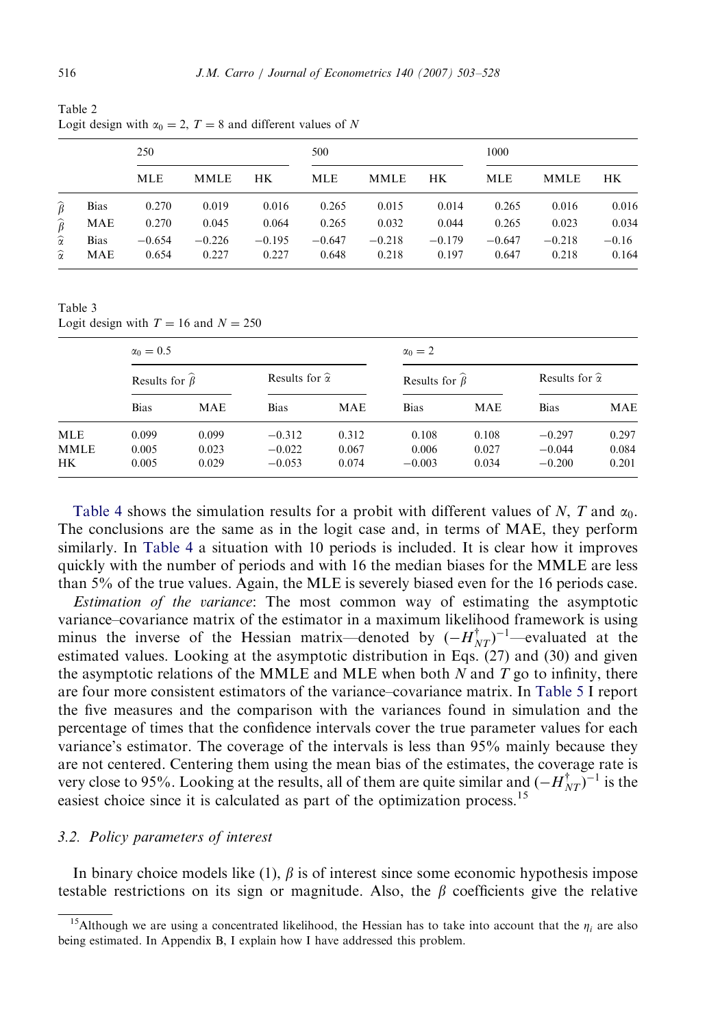Table 2
Logit design with $\alpha_0 = 2$, $T = 8$ and different values of $N$

| | | 250 | | | 500 | | | 1000 | | |
|---|---|---|---|---|---|---|---|---|---|---|
| | | MLE | MMLE | HK | MLE | MMLE | HK | MLE | MMLE | HK |
| $\widehat{\beta}$ | Bias | 0.270 | 0.019 | 0.016 | 0.265 | 0.015 | 0.014 | 0.265 | 0.016 | 0.016 |
| $\widehat{\beta}$ | MAE | 0.270 | 0.045 | 0.064 | 0.265 | 0.032 | 0.044 | 0.265 | 0.023 | 0.034 |
| $\widehat{\alpha}$ | Bias | −0.654 | −0.226 | −0.195 | −0.647 | −0.218 | −0.179 | −0.647 | −0.218 | −0.16 |
| $\widehat{\alpha}$ | MAE | 0.654 | 0.227 | 0.227 | 0.648 | 0.218 | 0.197 | 0.647 | 0.218 | 0.164 |

Table 3
Logit design with $T = 16$ and $N = 250$

| | $\alpha_0 = 0.5$ | | | | $\alpha_0 = 2$ | | | |
|---|---|---|---|---|---|---|---|---|
| | Results for $\widehat{\beta}$ | | Results for $\widehat{\alpha}$ | | Results for $\widehat{\beta}$ | | Results for $\widehat{\alpha}$ | |
| | Bias | MAE | Bias | MAE | Bias | MAE | Bias | MAE |
| MLE | 0.099 | 0.099 | −0.312 | 0.312 | 0.108 | 0.108 | −0.297 | 0.297 |
| MMLE | 0.005 | 0.023 | −0.022 | 0.067 | 0.006 | 0.027 | −0.044 | 0.084 |
| HK | 0.005 | 0.029 | −0.053 | 0.074 | −0.003 | 0.034 | −0.200 | 0.201 |

Table 4 shows the simulation results for a probit with different values of $N$, $T$ and $\alpha_0$. The conclusions are the same as in the logit case and, in terms of MAE, they perform similarly. In Table 4 a situation with 10 periods is included. It is clear how it improves quickly with the number of periods and with 16 the median biases for the MMLE are less than 5% of the true values. Again, the MLE is severely biased even for the 16 periods case.

*Estimation of the variance*: The most common way of estimating the asymptotic variance–covariance matrix of the estimator in a maximum likelihood framework is using minus the inverse of the Hessian matrix—denoted by $(-H^{\dagger}_{NT})^{-1}$—evaluated at the estimated values. Looking at the asymptotic distribution in Eqs. (27) and (30) and given the asymptotic relations of the MMLE and MLE when both $N$ and $T$ go to infinity, there are four more consistent estimators of the variance–covariance matrix. In Table 5 I report the five measures and the comparison with the variances found in simulation and the percentage of times that the confidence intervals cover the true parameter values for each variance's estimator. The coverage of the intervals is less than 95% mainly because they are not centered. Centering them using the mean bias of the estimates, the coverage rate is very close to 95%. Looking at the results, all of them are quite similar and $(-H^{\dagger}_{NT})^{-1}$ is the easiest choice since it is calculated as part of the optimization process.[15]

### 3.2. Policy parameters of interest

In binary choice models like (1), $\beta$ is of interest since some economic hypothesis impose testable restrictions on its sign or magnitude. Also, the $\beta$ coefficients give the relative

[15] Although we are using a concentrated likelihood, the Hessian has to take into account that the $\eta_i$ are also being estimated. In Appendix B, I explain how I have addressed this problem.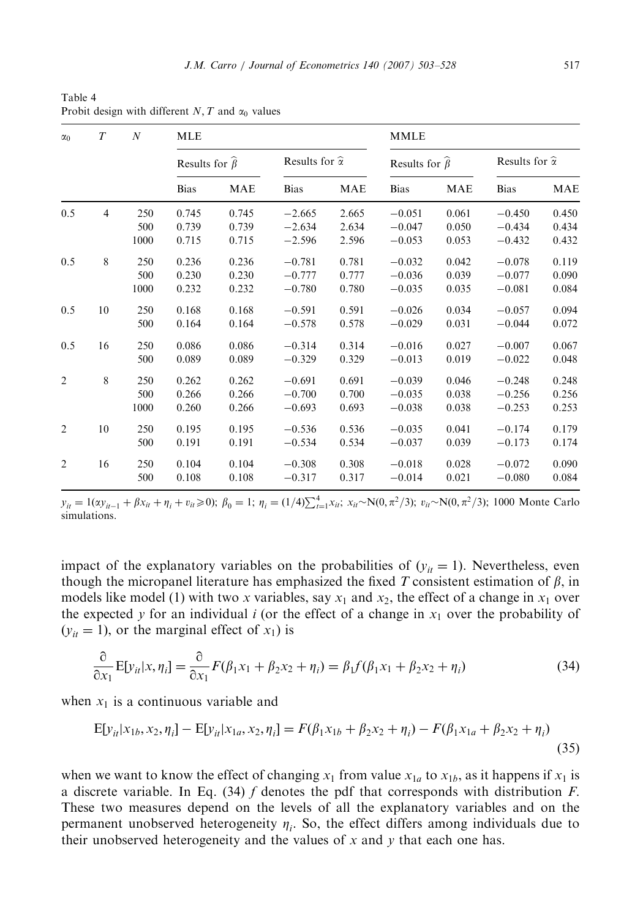Table 4
Probit design with different $N, T$ and $\alpha_0$ values

| $\alpha_0$ | $T$ | $N$ | MLE | | | | MMLE | | | |
|---|---|---|---|---|---|---|---|---|---|---|
| | | | Results for $\widehat{\beta}$ | | Results for $\widehat{\alpha}$ | | Results for $\widehat{\beta}$ | | Results for $\widehat{\alpha}$ | |
| | | | Bias | MAE | Bias | MAE | Bias | MAE | Bias | MAE |
| 0.5 | 4 | 250 | 0.745 | 0.745 | −2.665 | 2.665 | −0.051 | 0.061 | −0.450 | 0.450 |
| | | 500 | 0.739 | 0.739 | −2.634 | 2.634 | −0.047 | 0.050 | −0.434 | 0.434 |
| | | 1000 | 0.715 | 0.715 | −2.596 | 2.596 | −0.053 | 0.053 | −0.432 | 0.432 |
| 0.5 | 8 | 250 | 0.236 | 0.236 | −0.781 | 0.781 | −0.032 | 0.042 | −0.078 | 0.119 |
| | | 500 | 0.230 | 0.230 | −0.777 | 0.777 | −0.036 | 0.039 | −0.077 | 0.090 |
| | | 1000 | 0.232 | 0.232 | −0.780 | 0.780 | −0.035 | 0.035 | −0.081 | 0.084 |
| 0.5 | 10 | 250 | 0.168 | 0.168 | −0.591 | 0.591 | −0.026 | 0.034 | −0.057 | 0.094 |
| | | 500 | 0.164 | 0.164 | −0.578 | 0.578 | −0.029 | 0.031 | −0.044 | 0.072 |
| 0.5 | 16 | 250 | 0.086 | 0.086 | −0.314 | 0.314 | −0.016 | 0.027 | −0.007 | 0.067 |
| | | 500 | 0.089 | 0.089 | −0.329 | 0.329 | −0.013 | 0.019 | −0.022 | 0.048 |
| 2 | 8 | 250 | 0.262 | 0.262 | −0.691 | 0.691 | −0.039 | 0.046 | −0.248 | 0.248 |
| | | 500 | 0.266 | 0.266 | −0.700 | 0.700 | −0.035 | 0.038 | −0.256 | 0.256 |
| | | 1000 | 0.260 | 0.266 | −0.693 | 0.693 | −0.038 | 0.038 | −0.253 | 0.253 |
| 2 | 10 | 250 | 0.195 | 0.195 | −0.536 | 0.536 | −0.035 | 0.041 | −0.174 | 0.179 |
| | | 500 | 0.191 | 0.191 | −0.534 | 0.534 | −0.037 | 0.039 | −0.173 | 0.174 |
| 2 | 16 | 250 | 0.104 | 0.104 | −0.308 | 0.308 | −0.018 | 0.028 | −0.072 | 0.090 |
| | | 500 | 0.108 | 0.108 | −0.317 | 0.317 | −0.014 | 0.021 | −0.080 | 0.084 |

$y_{it} = 1(\alpha y_{it-1} + \beta x_{it} + \eta_i + v_{it} \geqslant 0)$; $\beta_0 = 1$; $\eta_i = (1/4)\sum_{t=1}^{4} x_{it}$; $x_{it} \sim \mathrm{N}(0, \pi^2/3)$; $v_{it} \sim \mathrm{N}(0, \pi^2/3)$; 1000 Monte Carlo simulations.

impact of the explanatory variables on the probabilities of ($y_{it} = 1$). Nevertheless, even though the micropanel literature has emphasized the fixed $T$ consistent estimation of $\beta$, in models like model (1) with two $x$ variables, say $x_1$ and $x_2$, the effect of a change in $x_1$ over the expected $y$ for an individual $i$ (or the effect of a change in $x_1$ over the probability of ($y_{it} = 1$), or the marginal effect of $x_1$) is

$$\frac{\partial}{\partial x_1} \mathrm{E}[y_{it}|x, \eta_i] = \frac{\partial}{\partial x_1} F(\beta_1 x_1 + \beta_2 x_2 + \eta_i) = \beta_1 f(\beta_1 x_1 + \beta_2 x_2 + \eta_i) \tag{34}$$

when $x_1$ is a continuous variable and

$$\mathrm{E}[y_{it}|x_{1b}, x_2, \eta_i] - \mathrm{E}[y_{it}|x_{1a}, x_2, \eta_i] = F(\beta_1 x_{1b} + \beta_2 x_2 + \eta_i) - F(\beta_1 x_{1a} + \beta_2 x_2 + \eta_i) \tag{35}$$

when we want to know the effect of changing $x_1$ from value $x_{1a}$ to $x_{1b}$, as it happens if $x_1$ is a discrete variable. In Eq. (34) $f$ denotes the pdf that corresponds with distribution $F$. These two measures depend on the levels of all the explanatory variables and on the permanent unobserved heterogeneity $\eta_i$. So, the effect differs among individuals due to their unobserved heterogeneity and the values of $x$ and $y$ that each one has.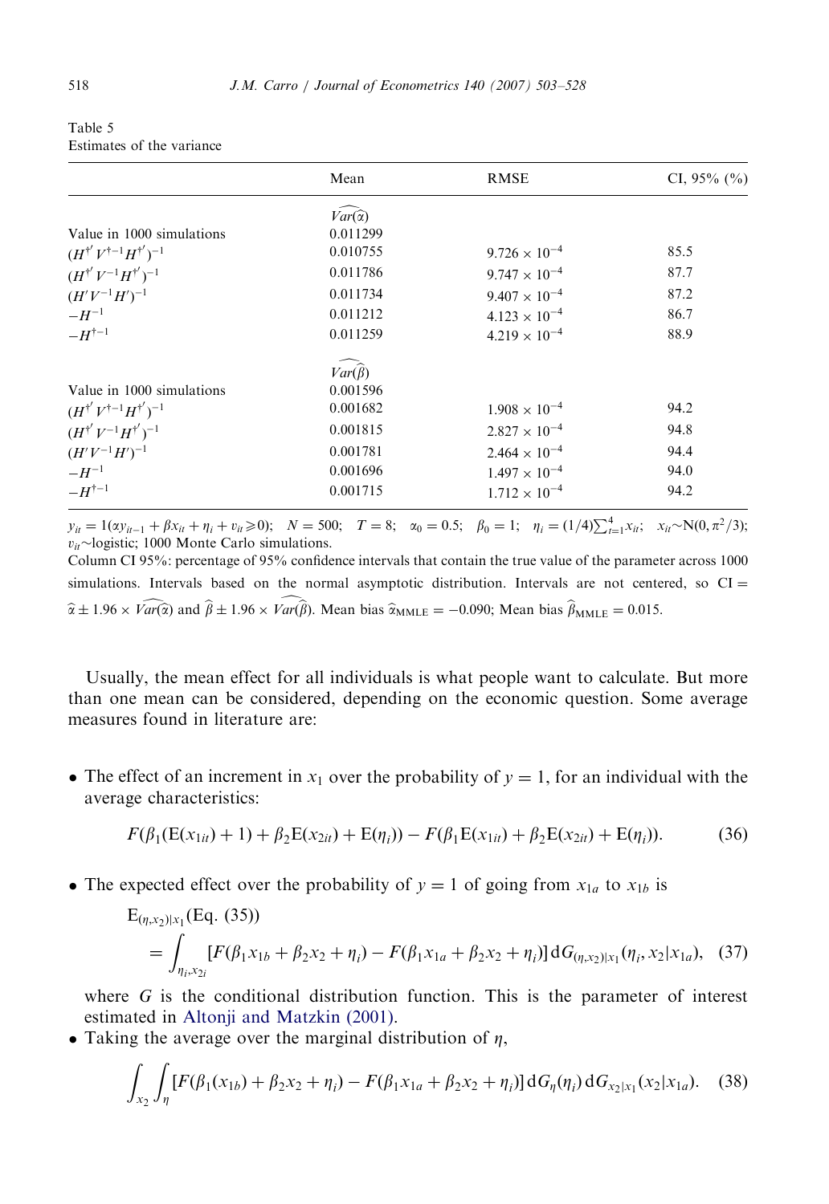Table 5
Estimates of the variance

| | Mean | RMSE | CI, 95% (%) |
|---|---|---|---|
| | $\widehat{Var(\widehat{\alpha})}$ | | |
| Value in 1000 simulations | 0.011299 | | |
| $(H^{\dagger'}V^{\dagger-1}H^{\dagger'})^{-1}$ | 0.010755 | $9.726 \times 10^{-4}$ | 85.5 |
| $(H^{\dagger'}V^{-1}H^{\dagger'})^{-1}$ | 0.011786 | $9.747 \times 10^{-4}$ | 87.7 |
| $(H'V^{-1}H')^{-1}$ | 0.011734 | $9.407 \times 10^{-4}$ | 87.2 |
| $-H^{-1}$ | 0.011212 | $4.123 \times 10^{-4}$ | 86.7 |
| $-H^{\dagger-1}$ | 0.011259 | $4.219 \times 10^{-4}$ | 88.9 |
| | $\widehat{Var(\widehat{\beta})}$ | | |
| Value in 1000 simulations | 0.001596 | | |
| $(H^{\dagger'}V^{\dagger-1}H^{\dagger'})^{-1}$ | 0.001682 | $1.908 \times 10^{-4}$ | 94.2 |
| $(H^{\dagger'}V^{-1}H^{\dagger'})^{-1}$ | 0.001815 | $2.827 \times 10^{-4}$ | 94.8 |
| $(H'V^{-1}H')^{-1}$ | 0.001781 | $2.464 \times 10^{-4}$ | 94.4 |
| $-H^{-1}$ | 0.001696 | $1.497 \times 10^{-4}$ | 94.0 |
| $-H^{\dagger-1}$ | 0.001715 | $1.712 \times 10^{-4}$ | 94.2 |

$y_{it} = 1(\alpha y_{it-1} + \beta x_{it} + \eta_i + v_{it} \geqslant 0)$; $N = 500$; $T = 8$; $\alpha_0 = 0.5$; $\beta_0 = 1$; $\eta_i = (1/4)\sum_{t=1}^{4} x_{it}$; $x_{it} \sim N(0, \pi^2/3)$; $v_{it}$~logistic; 1000 Monte Carlo simulations.

Column CI 95%: percentage of 95% confidence intervals that contain the true value of the parameter across 1000 simulations. Intervals based on the normal asymptotic distribution. Intervals are not centered, so CI = $\widehat{\alpha} \pm 1.96 \times \widehat{Var(\widehat{\alpha})}$ and $\widehat{\beta} \pm 1.96 \times \widehat{Var(\widehat{\beta})}$. Mean bias $\widehat{\alpha}_{\text{MMLE}} = -0.090$; Mean bias $\widehat{\beta}_{\text{MMLE}} = 0.015$.

Usually, the mean effect for all individuals is what people want to calculate. But more than one mean can be considered, depending on the economic question. Some average measures found in literature are:

- The effect of an increment in $x_1$ over the probability of $y = 1$, for an individual with the average characteristics:

$$F(\beta_1(\mathrm{E}(x_{1it}) + 1) + \beta_2 \mathrm{E}(x_{2it}) + \mathrm{E}(\eta_i)) - F(\beta_1 \mathrm{E}(x_{1it}) + \beta_2 \mathrm{E}(x_{2it}) + \mathrm{E}(\eta_i)). \tag{36}$$

- The expected effect over the probability of $y = 1$ of going from $x_{1a}$ to $x_{1b}$ is

$$\mathrm{E}_{(\eta,x_2)|x_1}(\text{Eq. (35)}) = \int_{\eta_i, x_{2i}} [F(\beta_1 x_{1b} + \beta_2 x_2 + \eta_i) - F(\beta_1 x_{1a} + \beta_2 x_2 + \eta_i)]\, \mathrm{d}G_{(\eta,x_2)|x_1}(\eta_i, x_2 | x_{1a}), \tag{37}$$

  where $G$ is the conditional distribution function. This is the parameter of interest estimated in Altonji and Matzkin (2001).

- Taking the average over the marginal distribution of $\eta$,

$$\int_{x_2} \int_{\eta} [F(\beta_1(x_{1b}) + \beta_2 x_2 + \eta_i) - F(\beta_1 x_{1a} + \beta_2 x_2 + \eta_i)]\, \mathrm{d}G_{\eta}(\eta_i)\, \mathrm{d}G_{x_2|x_1}(x_2 | x_{1a}). \tag{38}$$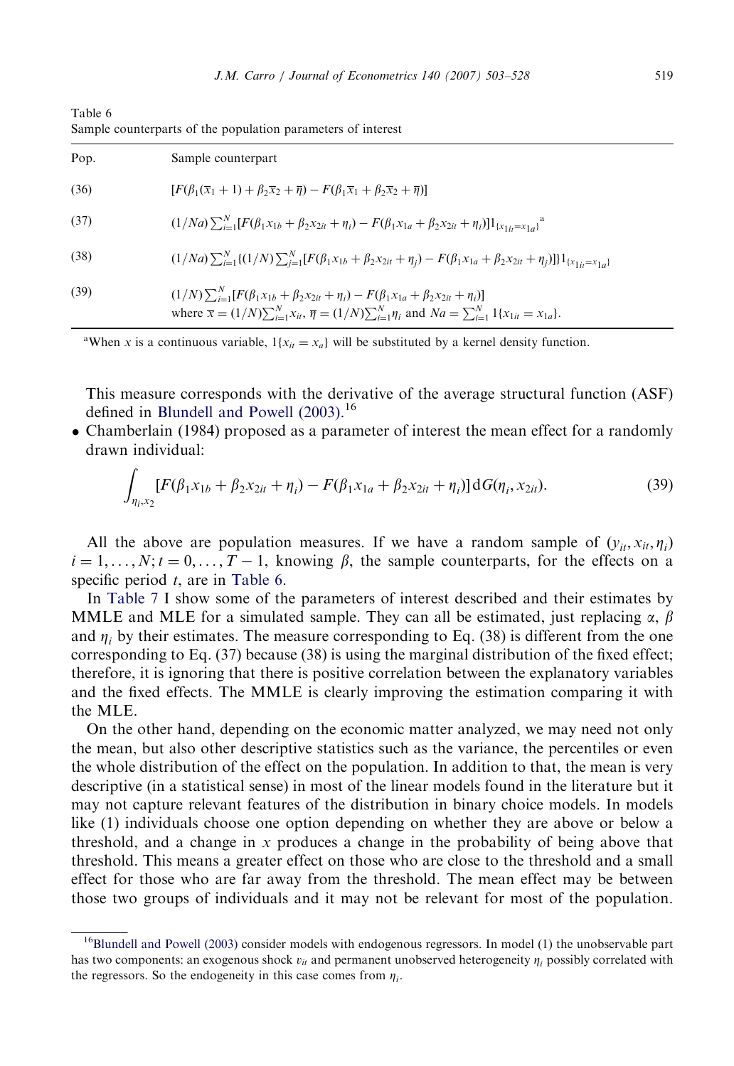Table 6
Sample counterparts of the population parameters of interest

| Pop. | Sample counterpart |
|---|---|
| (36) | $[F(\beta_1(\overline{x}_1 + 1) + \beta_2\overline{x}_2 + \overline{\eta}) - F(\beta_1\overline{x}_1 + \beta_2\overline{x}_2 + \overline{\eta})]$ |
| (37) | $(1/Na)\sum_{i=1}^{N}[F(\beta_1 x_{1b} + \beta_2 x_{2it} + \eta_i) - F(\beta_1 x_{1a} + \beta_2 x_{2it} + \eta_i)]1_{\{x_{1it}=x_{1a}\}}$ [a] |
| (38) | $(1/Na)\sum_{i=1}^{N}\{(1/N)\sum_{j=1}^{N}[F(\beta_1 x_{1b} + \beta_2 x_{2it} + \eta_j) - F(\beta_1 x_{1a} + \beta_2 x_{2it} + \eta_j)]\}1_{\{x_{1it}=x_{1a}\}}$ |
| (39) | $(1/N)\sum_{i=1}^{N}[F(\beta_1 x_{1b} + \beta_2 x_{2it} + \eta_i) - F(\beta_1 x_{1a} + \beta_2 x_{2it} + \eta_i)]$ where $\overline{x} = (1/N)\sum_{i=1}^{N} x_{it}$, $\overline{\eta} = (1/N)\sum_{i=1}^{N}\eta_i$ and $Na = \sum_{i=1}^{N} 1\{x_{1it} = x_{1a}\}$. |

[a] When $x$ is a continuous variable, $1\{x_{it} = x_a\}$ will be substituted by a kernel density function.

This measure corresponds with the derivative of the average structural function (ASF) defined in Blundell and Powell (2003).[16]

- Chamberlain (1984) proposed as a parameter of interest the mean effect for a randomly drawn individual:

$$\int_{\eta_i, x_2} [F(\beta_1 x_{1b} + \beta_2 x_{2it} + \eta_i) - F(\beta_1 x_{1a} + \beta_2 x_{2it} + \eta_i)]\,\mathrm{d}G(\eta_i, x_{2it}). \tag{39}$$

All the above are population measures. If we have a random sample of $(y_{it}, x_{it}, \eta_i)$ $i = 1, \ldots, N; t = 0, \ldots, T-1$, knowing $\beta$, the sample counterparts, for the effects on a specific period $t$, are in Table 6.

In Table 7 I show some of the parameters of interest described and their estimates by MMLE and MLE for a simulated sample. They can all be estimated, just replacing $\alpha$, $\beta$ and $\eta_i$ by their estimates. The measure corresponding to Eq. (38) is different from the one corresponding to Eq. (37) because (38) is using the marginal distribution of the fixed effect; therefore, it is ignoring that there is positive correlation between the explanatory variables and the fixed effects. The MMLE is clearly improving the estimation comparing it with the MLE.

On the other hand, depending on the economic matter analyzed, we may need not only the mean, but also other descriptive statistics such as the variance, the percentiles or even the whole distribution of the effect on the population. In addition to that, the mean is very descriptive (in a statistical sense) in most of the linear models found in the literature but it may not capture relevant features of the distribution in binary choice models. In models like (1) individuals choose one option depending on whether they are above or below a threshold, and a change in $x$ produces a change in the probability of being above that threshold. This means a greater effect on those who are close to the threshold and a small effect for those who are far away from the threshold. The mean effect may be between those two groups of individuals and it may not be relevant for most of the population.

[16] Blundell and Powell (2003) consider models with endogenous regressors. In model (1) the unobservable part has two components: an exogenous shock $v_{it}$ and permanent unobserved heterogeneity $\eta_i$ possibly correlated with the regressors. So the endogeneity in this case comes from $\eta_i$.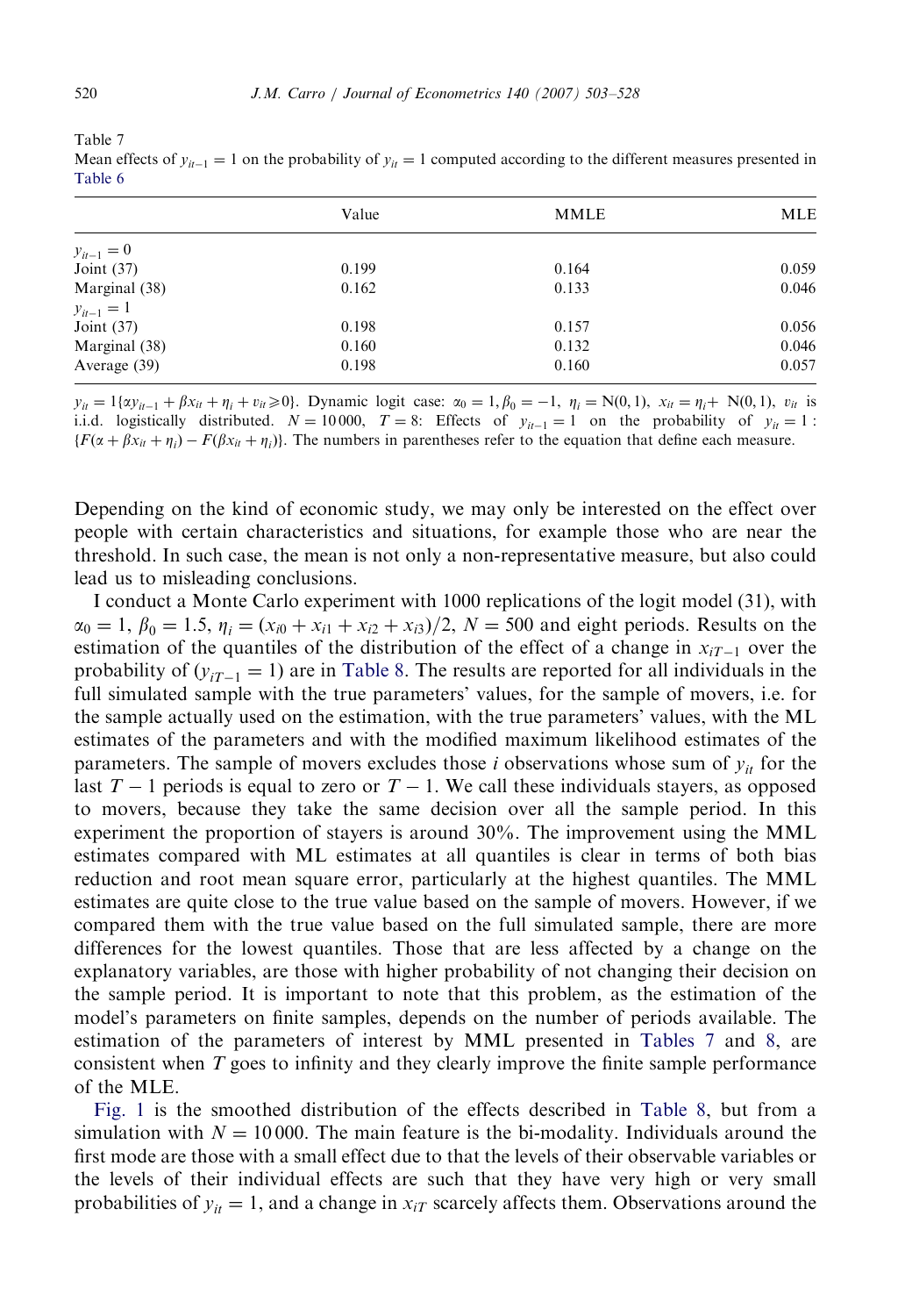Table 7

Mean effects of $y_{it-1}=1$ on the probability of $y_{it}=1$ computed according to the different measures presented in Table 6

| | Value | MMLE | MLE |
|---|---|---|---|
| $y_{it-1}=0$ | | | |
| Joint (37) | 0.199 | 0.164 | 0.059 |
| Marginal (38) | 0.162 | 0.133 | 0.046 |
| $y_{it-1}=1$ | | | |
| Joint (37) | 0.198 | 0.157 | 0.056 |
| Marginal (38) | 0.160 | 0.132 | 0.046 |
| Average (39) | 0.198 | 0.160 | 0.057 |

$y_{it}=1\{\alpha y_{it-1}+\beta x_{it}+\eta_i+v_{it}\geqslant 0\}$. Dynamic logit case: $\alpha_0=1, \beta_0=-1$, $\eta_i=\mathrm{N}(0,1)$, $x_{it}=\eta_i+\mathrm{N}(0,1)$, $v_{it}$ is i.i.d. logistically distributed. $N=10\,000$, $T=8$: Effects of $y_{it-1}=1$ on the probability of $y_{it}=1$: $\{F(\alpha+\beta x_{it}+\eta_i)-F(\beta x_{it}+\eta_i)\}$. The numbers in parentheses refer to the equation that define each measure.

Depending on the kind of economic study, we may only be interested on the effect over people with certain characteristics and situations, for example those who are near the threshold. In such case, the mean is not only a non-representative measure, but also could lead us to misleading conclusions.

I conduct a Monte Carlo experiment with 1000 replications of the logit model (31), with $\alpha_0=1$, $\beta_0=1.5$, $\eta_i=(x_{i0}+x_{i1}+x_{i2}+x_{i3})/2$, $N=500$ and eight periods. Results on the estimation of the quantiles of the distribution of the effect of a change in $x_{iT-1}$ over the probability of $(y_{iT-1}=1)$ are in Table 8. The results are reported for all individuals in the full simulated sample with the true parameters' values, for the sample of movers, i.e. for the sample actually used on the estimation, with the true parameters' values, with the ML estimates of the parameters and with the modified maximum likelihood estimates of the parameters. The sample of movers excludes those $i$ observations whose sum of $y_{it}$ for the last $T-1$ periods is equal to zero or $T-1$. We call these individuals stayers, as opposed to movers, because they take the same decision over all the sample period. In this experiment the proportion of stayers is around 30%. The improvement using the MML estimates compared with ML estimates at all quantiles is clear in terms of both bias reduction and root mean square error, particularly at the highest quantiles. The MML estimates are quite close to the true value based on the sample of movers. However, if we compared them with the true value based on the full simulated sample, there are more differences for the lowest quantiles. Those that are less affected by a change on the explanatory variables, are those with higher probability of not changing their decision on the sample period. It is important to note that this problem, as the estimation of the model's parameters on finite samples, depends on the number of periods available. The estimation of the parameters of interest by MML presented in Tables 7 and 8, are consistent when $T$ goes to infinity and they clearly improve the finite sample performance of the MLE.

Fig. 1 is the smoothed distribution of the effects described in Table 8, but from a simulation with $N=10\,000$. The main feature is the bi-modality. Individuals around the first mode are those with a small effect due to that the levels of their observable variables or the levels of their individual effects are such that they have very high or very small probabilities of $y_{it}=1$, and a change in $x_{iT}$ scarcely affects them. Observations around the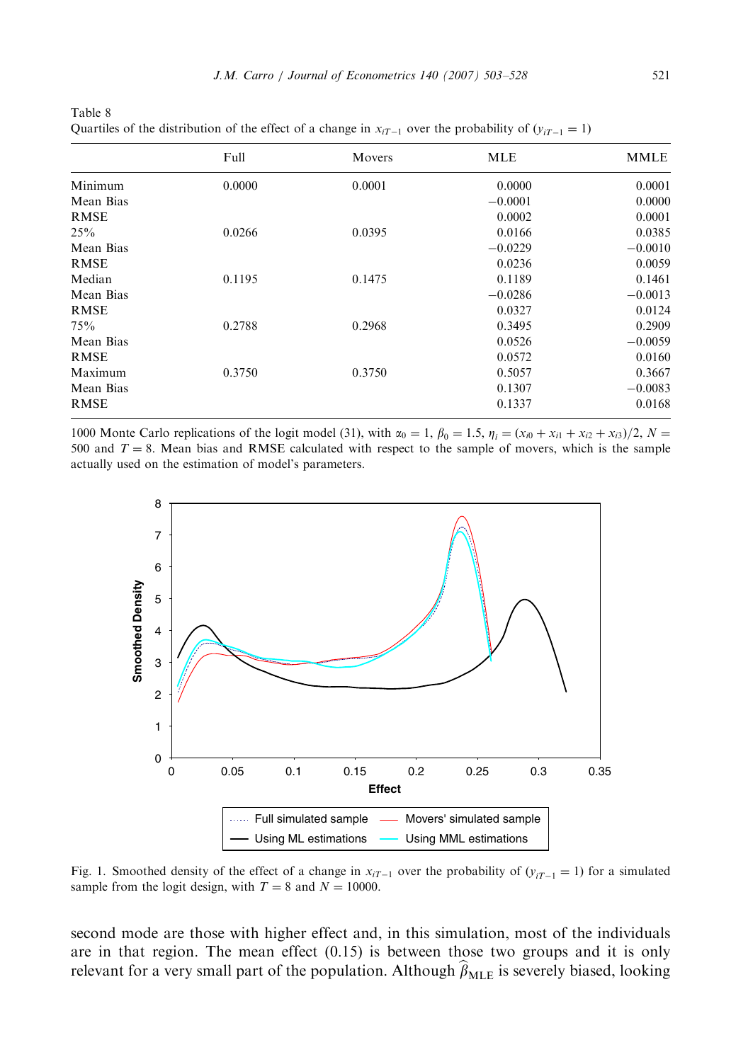Table 8
Quartiles of the distribution of the effect of a change in $x_{iT-1}$ over the probability of $(y_{iT-1} = 1)$

| | Full | Movers | MLE | MMLE |
|---|---|---|---|---|
| Minimum | 0.0000 | 0.0001 | 0.0000 | 0.0001 |
| Mean Bias | | | −0.0001 | 0.0000 |
| RMSE | | | 0.0002 | 0.0001 |
| 25% | 0.0266 | 0.0395 | 0.0166 | 0.0385 |
| Mean Bias | | | −0.0229 | −0.0010 |
| RMSE | | | 0.0236 | 0.0059 |
| Median | 0.1195 | 0.1475 | 0.1189 | 0.1461 |
| Mean Bias | | | −0.0286 | −0.0013 |
| RMSE | | | 0.0327 | 0.0124 |
| 75% | 0.2788 | 0.2968 | 0.3495 | 0.2909 |
| Mean Bias | | | 0.0526 | −0.0059 |
| RMSE | | | 0.0572 | 0.0160 |
| Maximum | 0.3750 | 0.3750 | 0.5057 | 0.3667 |
| Mean Bias | | | 0.1307 | −0.0083 |
| RMSE | | | 0.1337 | 0.0168 |

1000 Monte Carlo replications of the logit model (31), with $\alpha_0 = 1$, $\beta_0 = 1.5$, $\eta_i = (x_{i0} + x_{i1} + x_{i2} + x_{i3})/2$, $N = 500$ and $T = 8$. Mean bias and RMSE calculated with respect to the sample of movers, which is the sample actually used on the estimation of model's parameters.

Fig. 1. Smoothed density of the effect of a change in $x_{iT-1}$ over the probability of $(y_{iT-1} = 1)$ for a simulated sample from the logit design, with $T = 8$ and $N = 10000$.

second mode are those with higher effect and, in this simulation, most of the individuals are in that region. The mean effect (0.15) is between those two groups and it is only relevant for a very small part of the population. Although $\widehat{\beta}_{\text{MLE}}$ is severely biased, looking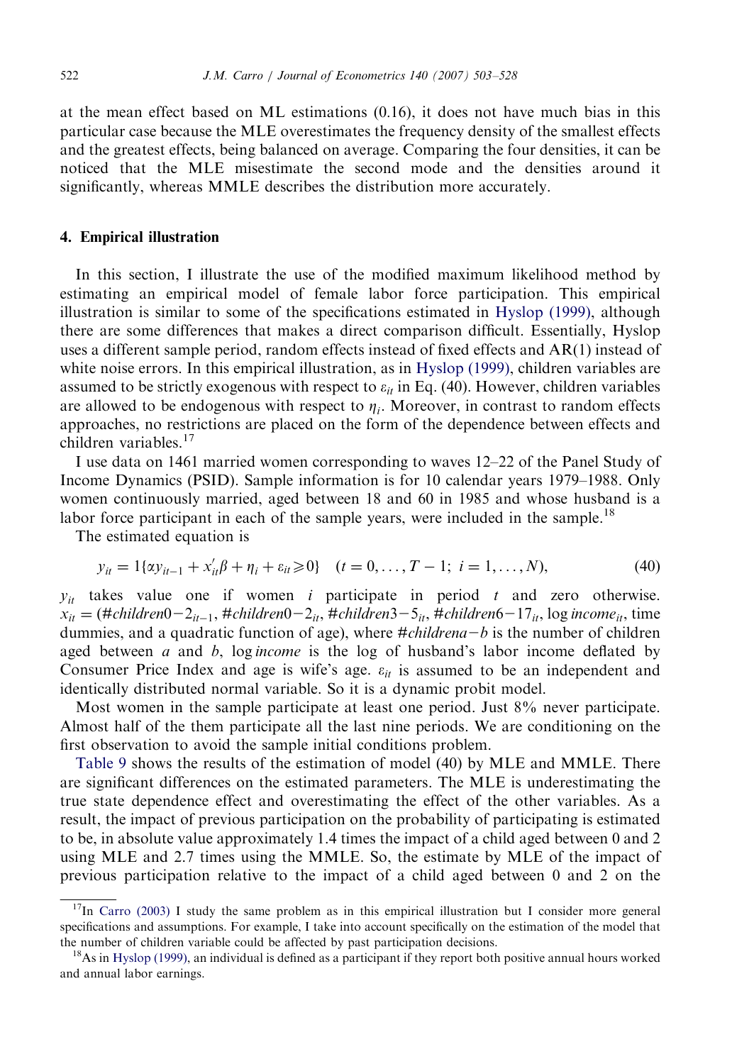at the mean effect based on ML estimations (0.16), it does not have much bias in this particular case because the MLE overestimates the frequency density of the smallest effects and the greatest effects, being balanced on average. Comparing the four densities, it can be noticed that the MLE misestimate the second mode and the densities around it significantly, whereas MMLE describes the distribution more accurately.

## 4. Empirical illustration

In this section, I illustrate the use of the modified maximum likelihood method by estimating an empirical model of female labor force participation. This empirical illustration is similar to some of the specifications estimated in Hyslop (1999), although there are some differences that makes a direct comparison difficult. Essentially, Hyslop uses a different sample period, random effects instead of fixed effects and AR(1) instead of white noise errors. In this empirical illustration, as in Hyslop (1999), children variables are assumed to be strictly exogenous with respect to $\varepsilon_{it}$ in Eq. (40). However, children variables are allowed to be endogenous with respect to $\eta_i$. Moreover, in contrast to random effects approaches, no restrictions are placed on the form of the dependence between effects and children variables.[17]

I use data on 1461 married women corresponding to waves 12–22 of the Panel Study of Income Dynamics (PSID). Sample information is for 10 calendar years 1979–1988. Only women continuously married, aged between 18 and 60 in 1985 and whose husband is a labor force participant in each of the sample years, were included in the sample.[18]

The estimated equation is

$$y_{it} = 1\{\alpha y_{it-1} + x_{it}'\beta + \eta_i + \varepsilon_{it} \geq 0\} \quad (t = 0, \ldots, T-1;\ i = 1, \ldots, N), \tag{40}$$

$y_{it}$ takes value one if women $i$ participate in period $t$ and zero otherwise. $x_{it} = (\#children0{-}2_{it-1}, \#children0{-}2_{it}, \#children3{-}5_{it}, \#children6{-}17_{it}, \log income_{it}$, time dummies, and a quadratic function of age), where $\#children a{-}b$ is the number of children aged between $a$ and $b$, $\log income$ is the log of husband's labor income deflated by Consumer Price Index and age is wife's age. $\varepsilon_{it}$ is assumed to be an independent and identically distributed normal variable. So it is a dynamic probit model.

Most women in the sample participate at least one period. Just 8% never participate. Almost half of the them participate all the last nine periods. We are conditioning on the first observation to avoid the sample initial conditions problem.

Table 9 shows the results of the estimation of model (40) by MLE and MMLE. There are significant differences on the estimated parameters. The MLE is underestimating the true state dependence effect and overestimating the effect of the other variables. As a result, the impact of previous participation on the probability of participating is estimated to be, in absolute value approximately 1.4 times the impact of a child aged between 0 and 2 using MLE and 2.7 times using the MMLE. So, the estimate by MLE of the impact of previous participation relative to the impact of a child aged between 0 and 2 on the

[17] In Carro (2003) I study the same problem as in this empirical illustration but I consider more general specifications and assumptions. For example, I take into account specifically on the estimation of the model that the number of children variable could be affected by past participation decisions.

[18] As in Hyslop (1999), an individual is defined as a participant if they report both positive annual hours worked and annual labor earnings.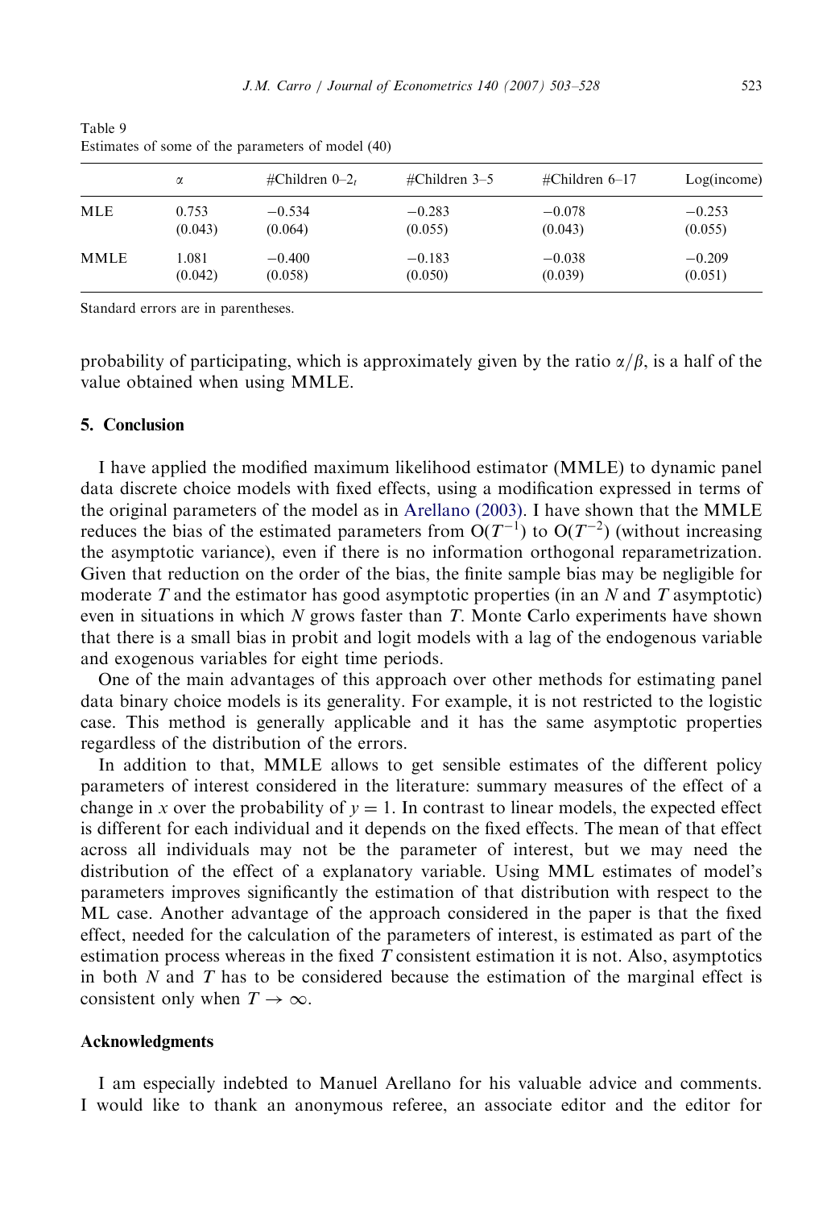Table 9
Estimates of some of the parameters of model (40)

| | $\alpha$ | #Children 0–$2_t$ | #Children 3–5 | #Children 6–17 | Log(income) |
|---|---|---|---|---|---|
| MLE | 0.753 | −0.534 | −0.283 | −0.078 | −0.253 |
| | (0.043) | (0.064) | (0.055) | (0.043) | (0.055) |
| MMLE | 1.081 | −0.400 | −0.183 | −0.038 | −0.209 |
| | (0.042) | (0.058) | (0.050) | (0.039) | (0.051) |

Standard errors are in parentheses.

probability of participating, which is approximately given by the ratio $\alpha/\beta$, is a half of the value obtained when using MMLE.

## 5. Conclusion

I have applied the modified maximum likelihood estimator (MMLE) to dynamic panel data discrete choice models with fixed effects, using a modification expressed in terms of the original parameters of the model as in Arellano (2003). I have shown that the MMLE reduces the bias of the estimated parameters from $O(T^{-1})$ to $O(T^{-2})$ (without increasing the asymptotic variance), even if there is no information orthogonal reparametrization. Given that reduction on the order of the bias, the finite sample bias may be negligible for moderate $T$ and the estimator has good asymptotic properties (in an $N$ and $T$ asymptotic) even in situations in which $N$ grows faster than $T$. Monte Carlo experiments have shown that there is a small bias in probit and logit models with a lag of the endogenous variable and exogenous variables for eight time periods.

One of the main advantages of this approach over other methods for estimating panel data binary choice models is its generality. For example, it is not restricted to the logistic case. This method is generally applicable and it has the same asymptotic properties regardless of the distribution of the errors.

In addition to that, MMLE allows to get sensible estimates of the different policy parameters of interest considered in the literature: summary measures of the effect of a change in $x$ over the probability of $y = 1$. In contrast to linear models, the expected effect is different for each individual and it depends on the fixed effects. The mean of that effect across all individuals may not be the parameter of interest, but we may need the distribution of the effect of a explanatory variable. Using MML estimates of model's parameters improves significantly the estimation of that distribution with respect to the ML case. Another advantage of the approach considered in the paper is that the fixed effect, needed for the calculation of the parameters of interest, is estimated as part of the estimation process whereas in the fixed $T$ consistent estimation it is not. Also, asymptotics in both $N$ and $T$ has to be considered because the estimation of the marginal effect is consistent only when $T \to \infty$.

## Acknowledgments

I am especially indebted to Manuel Arellano for his valuable advice and comments. I would like to thank an anonymous referee, an associate editor and the editor for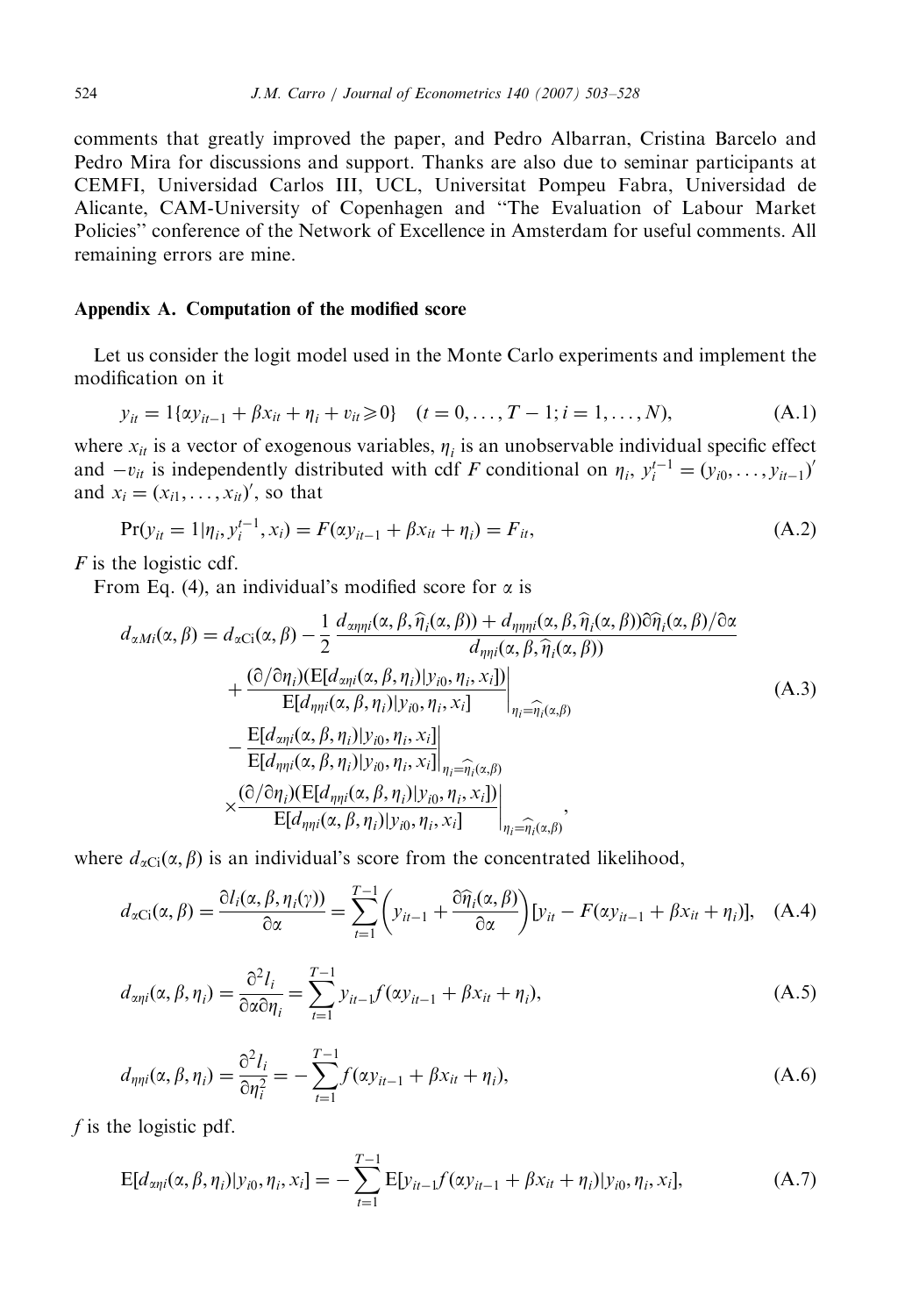comments that greatly improved the paper, and Pedro Albarran, Cristina Barcelo and Pedro Mira for discussions and support. Thanks are also due to seminar participants at CEMFI, Universidad Carlos III, UCL, Universitat Pompeu Fabra, Universidad de Alicante, CAM-University of Copenhagen and "The Evaluation of Labour Market Policies" conference of the Network of Excellence in Amsterdam for useful comments. All remaining errors are mine.

## Appendix A. Computation of the modified score

Let us consider the logit model used in the Monte Carlo experiments and implement the modification on it

$$y_{it} = 1\{\alpha y_{it-1} + \beta x_{it} + \eta_i + v_{it} \geqslant 0\} \quad (t = 0, \ldots, T-1; i = 1, \ldots, N), \tag{A.1}$$

where $x_{it}$ is a vector of exogenous variables, $\eta_i$ is an unobservable individual specific effect and $-v_{it}$ is independently distributed with cdf $F$ conditional on $\eta_i$, $y_i^{t-1} = (y_{i0}, \ldots, y_{it-1})'$ and $x_i = (x_{i1}, \ldots, x_{it})'$, so that

$$\Pr(y_{it} = 1 | \eta_i, y_i^{t-1}, x_i) = F(\alpha y_{it-1} + \beta x_{it} + \eta_i) = F_{it}, \tag{A.2}$$

$F$ is the logistic cdf.

From Eq. (4), an individual's modified score for $\alpha$ is

$$\begin{aligned} d_{\alpha Mi}(\alpha, \beta) = d_{\alpha \mathrm{C}i}(\alpha, \beta) &- \frac{1}{2} \frac{d_{\alpha\eta\eta i}(\alpha, \beta, \widehat{\eta}_i(\alpha, \beta)) + d_{\eta\eta\eta i}(\alpha, \beta, \widehat{\eta}_i(\alpha, \beta)) \partial \widehat{\eta}_i(\alpha, \beta)/\partial \alpha}{d_{\eta\eta i}(\alpha, \beta, \widehat{\eta}_i(\alpha, \beta))} \\ &+ \left. \frac{(\partial/\partial \eta_i)(\mathrm{E}[d_{\alpha\eta i}(\alpha, \beta, \eta_i) | y_{i0}, \eta_i, x_i])}{\mathrm{E}[d_{\eta\eta i}(\alpha, \beta, \eta_i) | y_{i0}, \eta_i, x_i]} \right|_{\eta_i = \widehat{\eta}_i(\alpha, \beta)} \\ &- \left. \frac{\mathrm{E}[d_{\alpha\eta i}(\alpha, \beta, \eta_i) | y_{i0}, \eta_i, x_i]}{\mathrm{E}[d_{\eta\eta i}(\alpha, \beta, \eta_i) | y_{i0}, \eta_i, x_i]} \right|_{\eta_i = \widehat{\eta}_i(\alpha, \beta)} \\ &\times \left. \frac{(\partial/\partial \eta_i)(\mathrm{E}[d_{\eta\eta i}(\alpha, \beta, \eta_i) | y_{i0}, \eta_i, x_i])}{\mathrm{E}[d_{\eta\eta i}(\alpha, \beta, \eta_i) | y_{i0}, \eta_i, x_i]} \right|_{\eta_i = \widehat{\eta}_i(\alpha, \beta)}, \end{aligned} \tag{A.3}$$

where $d_{\alpha \mathrm{C}i}(\alpha, \beta)$ is an individual's score from the concentrated likelihood,

$$d_{\alpha \mathrm{C}i}(\alpha, \beta) = \frac{\partial l_i(\alpha, \beta, \eta_i(\gamma))}{\partial \alpha} = \sum_{t=1}^{T-1} \left( y_{it-1} + \frac{\partial \widehat{\eta}_i(\alpha, \beta)}{\partial \alpha} \right) [y_{it} - F(\alpha y_{it-1} + \beta x_{it} + \eta_i)], \tag{A.4}$$

$$d_{\alpha\eta i}(\alpha, \beta, \eta_i) = \frac{\partial^2 l_i}{\partial \alpha \partial \eta_i} = \sum_{t=1}^{T-1} y_{it-1} f(\alpha y_{it-1} + \beta x_{it} + \eta_i), \tag{A.5}$$

$$d_{\eta\eta i}(\alpha, \beta, \eta_i) = \frac{\partial^2 l_i}{\partial \eta_i^2} = -\sum_{t=1}^{T-1} f(\alpha y_{it-1} + \beta x_{it} + \eta_i), \tag{A.6}$$

$f$ is the logistic pdf.

$$\mathrm{E}[d_{\alpha\eta i}(\alpha, \beta, \eta_i) | y_{i0}, \eta_i, x_i] = -\sum_{t=1}^{T-1} \mathrm{E}[y_{it-1} f(\alpha y_{it-1} + \beta x_{it} + \eta_i) | y_{i0}, \eta_i, x_i], \tag{A.7}$$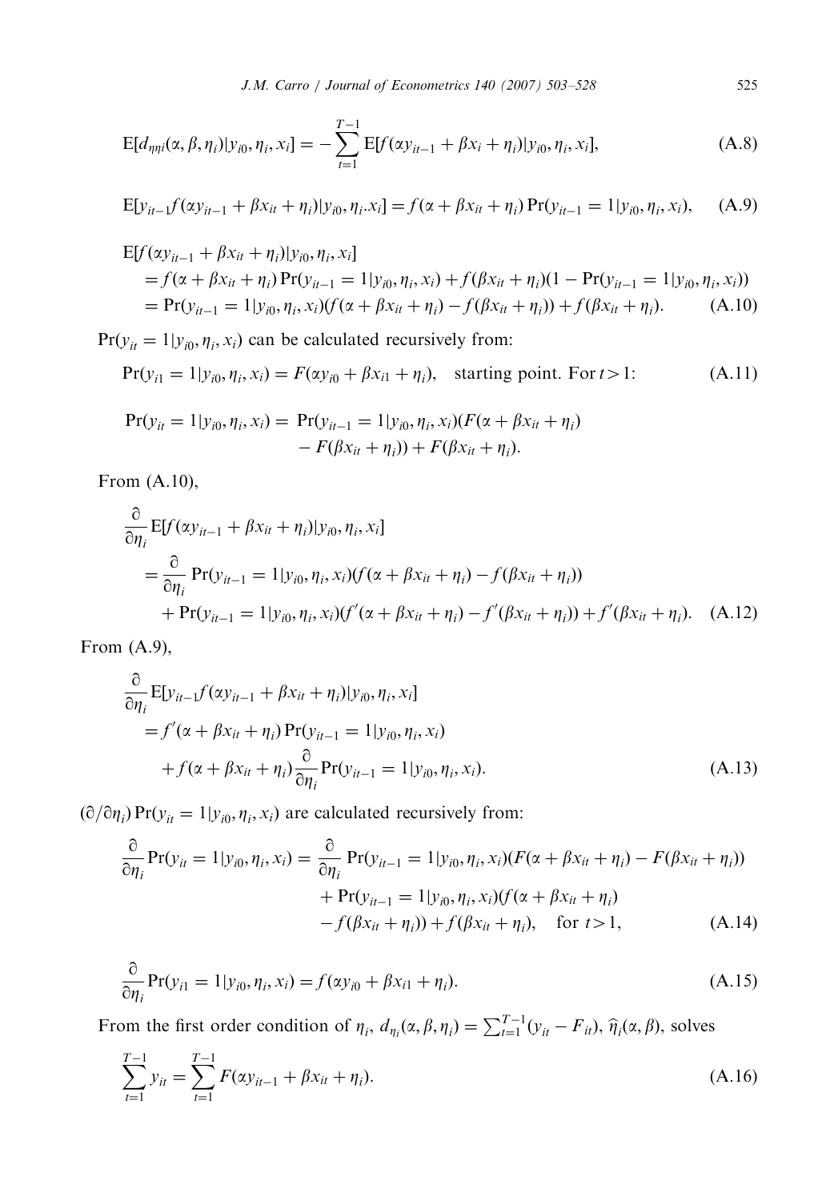$$\mathrm{E}[d_{\eta\eta i}(\alpha, \beta, \eta_i)|y_{i0}, \eta_i, x_i] = -\sum_{t=1}^{T-1} \mathrm{E}[f(\alpha y_{it-1} + \beta x_i + \eta_i)|y_{i0}, \eta_i, x_i], \tag{A.8}$$

$$\mathrm{E}[y_{it-1} f(\alpha y_{it-1} + \beta x_{it} + \eta_i)|y_{i0}, \eta_i . x_i] = f(\alpha + \beta x_{it} + \eta_i) \Pr(y_{it-1} = 1|y_{i0}, \eta_i, x_i), \tag{A.9}$$

$$\begin{aligned}
&\mathrm{E}[f(\alpha y_{it-1} + \beta x_{it} + \eta_i)|y_{i0}, \eta_i, x_i] \\
&= f(\alpha + \beta x_{it} + \eta_i) \Pr(y_{it-1} = 1|y_{i0}, \eta_i, x_i) + f(\beta x_{it} + \eta_i)(1 - \Pr(y_{it-1} = 1|y_{i0}, \eta_i, x_i)) \\
&= \Pr(y_{it-1} = 1|y_{i0}, \eta_i, x_i)(f(\alpha + \beta x_{it} + \eta_i) - f(\beta x_{it} + \eta_i)) + f(\beta x_{it} + \eta_i).
\end{aligned} \tag{A.10}$$

$\Pr(y_{it} = 1|y_{i0}, \eta_i, x_i)$ can be calculated recursively from:

$$\Pr(y_{i1} = 1|y_{i0}, \eta_i, x_i) = F(\alpha y_{i0} + \beta x_{i1} + \eta_i), \quad \text{starting point. For } t > 1: \tag{A.11}$$

$$\begin{aligned}
\Pr(y_{it} = 1|y_{i0}, \eta_i, x_i) = &\Pr(y_{it-1} = 1|y_{i0}, \eta_i, x_i)(F(\alpha + \beta x_{it} + \eta_i) \\
&- F(\beta x_{it} + \eta_i)) + F(\beta x_{it} + \eta_i).
\end{aligned}$$

From (A.10),

$$\begin{aligned}
&\frac{\partial}{\partial \eta_i} \mathrm{E}[f(\alpha y_{it-1} + \beta x_{it} + \eta_i)|y_{i0}, \eta_i, x_i] \\
&= \frac{\partial}{\partial \eta_i} \Pr(y_{it-1} = 1|y_{i0}, \eta_i, x_i)(f(\alpha + \beta x_{it} + \eta_i) - f(\beta x_{it} + \eta_i)) \\
&\quad + \Pr(y_{it-1} = 1|y_{i0}, \eta_i, x_i)(f'(\alpha + \beta x_{it} + \eta_i) - f'(\beta x_{it} + \eta_i)) + f'(\beta x_{it} + \eta_i).
\end{aligned} \tag{A.12}$$

From (A.9),

$$\begin{aligned}
&\frac{\partial}{\partial \eta_i} \mathrm{E}[y_{it-1} f(\alpha y_{it-1} + \beta x_{it} + \eta_i)|y_{i0}, \eta_i, x_i] \\
&= f'(\alpha + \beta x_{it} + \eta_i) \Pr(y_{it-1} = 1|y_{i0}, \eta_i, x_i) \\
&\quad + f(\alpha + \beta x_{it} + \eta_i) \frac{\partial}{\partial \eta_i} \Pr(y_{it-1} = 1|y_{i0}, \eta_i, x_i).
\end{aligned} \tag{A.13}$$

$(\partial/\partial \eta_i) \Pr(y_{it} = 1|y_{i0}, \eta_i, x_i)$ are calculated recursively from:

$$\begin{aligned}
\frac{\partial}{\partial \eta_i} \Pr(y_{it} = 1|y_{i0}, \eta_i, x_i) = &\frac{\partial}{\partial \eta_i} \Pr(y_{it-1} = 1|y_{i0}, \eta_i, x_i)(F(\alpha + \beta x_{it} + \eta_i) - F(\beta x_{it} + \eta_i)) \\
&+ \Pr(y_{it-1} = 1|y_{i0}, \eta_i, x_i)(f(\alpha + \beta x_{it} + \eta_i) \\
&- f(\beta x_{it} + \eta_i)) + f(\beta x_{it} + \eta_i), \quad \text{for } t > 1,
\end{aligned} \tag{A.14}$$

$$\frac{\partial}{\partial \eta_i} \Pr(y_{i1} = 1|y_{i0}, \eta_i, x_i) = f(\alpha y_{i0} + \beta x_{i1} + \eta_i). \tag{A.15}$$

From the first order condition of $\eta_i$, $d_{\eta_i}(\alpha, \beta, \eta_i) = \sum_{t=1}^{T-1}(y_{it} - F_{it})$, $\widehat{\eta}_i(\alpha, \beta)$, solves

$$\sum_{t=1}^{T-1} y_{it} = \sum_{t=1}^{T-1} F(\alpha y_{it-1} + \beta x_{it} + \eta_i). \tag{A.16}$$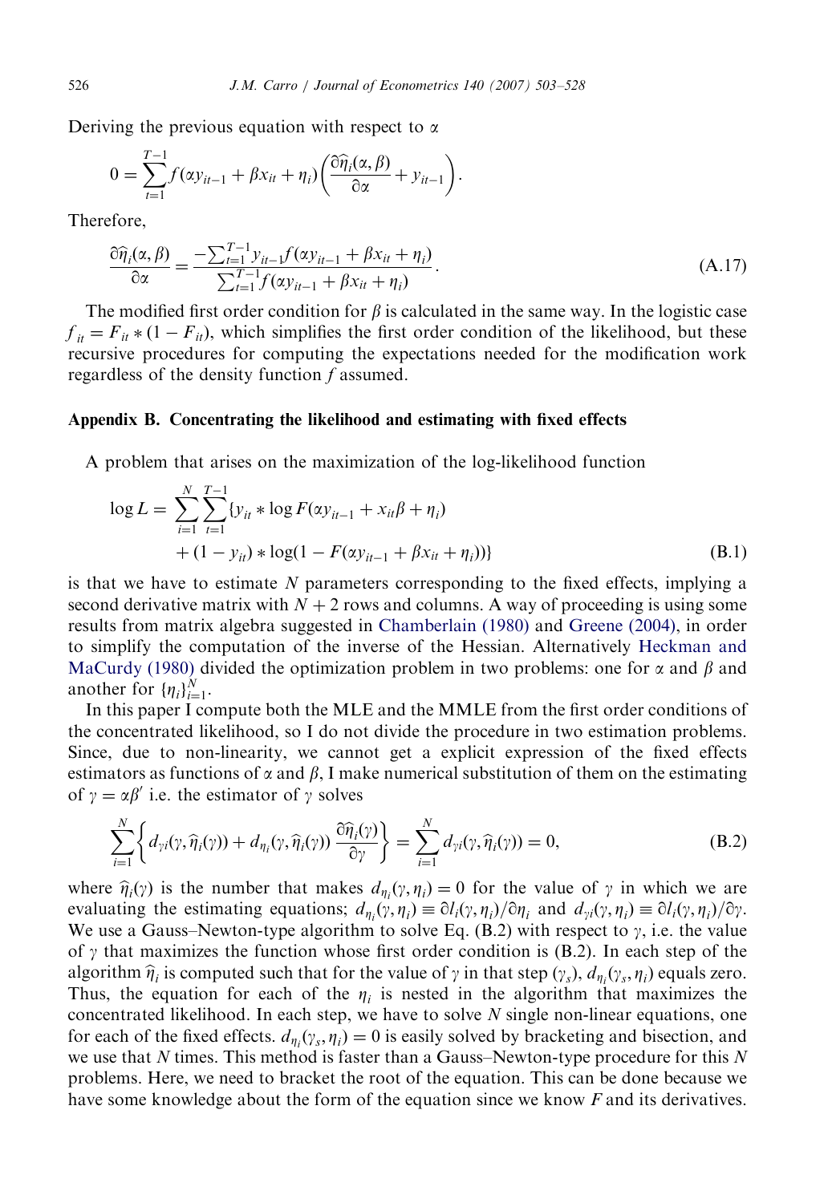Deriving the previous equation with respect to $\alpha$

$$0 = \sum_{t=1}^{T-1} f(\alpha y_{it-1} + \beta x_{it} + \eta_i)\left(\frac{\partial \widehat{\eta}_i(\alpha, \beta)}{\partial \alpha} + y_{it-1}\right).$$

Therefore,

$$\frac{\partial \widehat{\eta}_i(\alpha, \beta)}{\partial \alpha} = \frac{-\sum_{t=1}^{T-1} y_{it-1} f(\alpha y_{it-1} + \beta x_{it} + \eta_i)}{\sum_{t=1}^{T-1} f(\alpha y_{it-1} + \beta x_{it} + \eta_i)}. \tag{A.17}$$

The modified first order condition for $\beta$ is calculated in the same way. In the logistic case $f_{it} = F_{it} * (1 - F_{it})$, which simplifies the first order condition of the likelihood, but these recursive procedures for computing the expectations needed for the modification work regardless of the density function $f$ assumed.

## Appendix B. Concentrating the likelihood and estimating with fixed effects

A problem that arises on the maximization of the log-likelihood function

$$\begin{aligned}\log L = \sum_{i=1}^{N}\sum_{t=1}^{T-1}\{&y_{it} * \log F(\alpha y_{it-1} + x_{it}\beta + \eta_i) \\ &+ (1 - y_{it}) * \log(1 - F(\alpha y_{it-1} + \beta x_{it} + \eta_i))\}\end{aligned} \tag{B.1}$$

is that we have to estimate $N$ parameters corresponding to the fixed effects, implying a second derivative matrix with $N+2$ rows and columns. A way of proceeding is using some results from matrix algebra suggested in Chamberlain (1980) and Greene (2004), in order to simplify the computation of the inverse of the Hessian. Alternatively Heckman and MaCurdy (1980) divided the optimization problem in two problems: one for $\alpha$ and $\beta$ and another for $\{\eta_i\}_{i=1}^{N}$.

In this paper I compute both the MLE and the MMLE from the first order conditions of the concentrated likelihood, so I do not divide the procedure in two estimation problems. Since, due to non-linearity, we cannot get a explicit expression of the fixed effects estimators as functions of $\alpha$ and $\beta$, I make numerical substitution of them on the estimating of $\gamma = \alpha\beta'$ i.e. the estimator of $\gamma$ solves

$$\sum_{i=1}^{N}\left\{d_{\gamma i}(\gamma, \widehat{\eta}_i(\gamma)) + d_{\eta_i}(\gamma, \widehat{\eta}_i(\gamma))\frac{\partial \widehat{\eta}_i(\gamma)}{\partial \gamma}\right\} = \sum_{i=1}^{N} d_{\gamma i}(\gamma, \widehat{\eta}_i(\gamma)) = 0, \tag{B.2}$$

where $\widehat{\eta}_i(\gamma)$ is the number that makes $d_{\eta_i}(\gamma, \eta_i) = 0$ for the value of $\gamma$ in which we are evaluating the estimating equations; $d_{\eta_i}(\gamma, \eta_i) \equiv \partial l_i(\gamma, \eta_i)/\partial \eta_i$ and $d_{\gamma i}(\gamma, \eta_i) \equiv \partial l_i(\gamma, \eta_i)/\partial \gamma$. We use a Gauss–Newton-type algorithm to solve Eq. (B.2) with respect to $\gamma$, i.e. the value of $\gamma$ that maximizes the function whose first order condition is (B.2). In each step of the algorithm $\widehat{\eta}_i$ is computed such that for the value of $\gamma$ in that step ($\gamma_s$), $d_{\eta_i}(\gamma_s, \eta_i)$ equals zero. Thus, the equation for each of the $\eta_i$ is nested in the algorithm that maximizes the concentrated likelihood. In each step, we have to solve $N$ single non-linear equations, one for each of the fixed effects. $d_{\eta_i}(\gamma_s, \eta_i) = 0$ is easily solved by bracketing and bisection, and we use that $N$ times. This method is faster than a Gauss–Newton-type procedure for this $N$ problems. Here, we need to bracket the root of the equation. This can be done because we have some knowledge about the form of the equation since we know $F$ and its derivatives.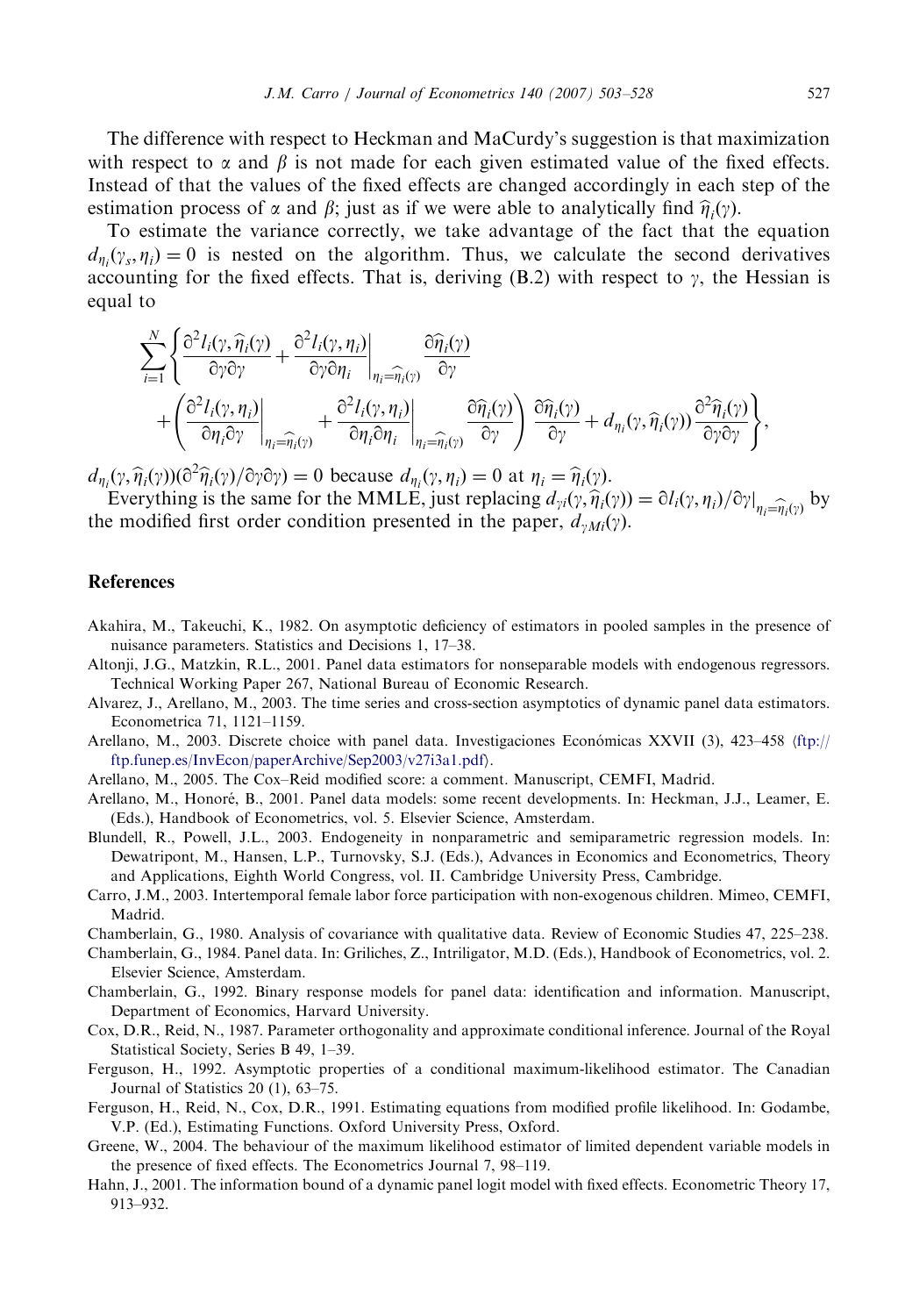The difference with respect to Heckman and MaCurdy's suggestion is that maximization with respect to $\alpha$ and $\beta$ is not made for each given estimated value of the fixed effects. Instead of that the values of the fixed effects are changed accordingly in each step of the estimation process of $\alpha$ and $\beta$; just as if we were able to analytically find $\widehat{\eta}_i(\gamma)$.

To estimate the variance correctly, we take advantage of the fact that the equation $d_{\eta_i}(\gamma_s, \eta_i) = 0$ is nested on the algorithm. Thus, we calculate the second derivatives accounting for the fixed effects. That is, deriving (B.2) with respect to $\gamma$, the Hessian is equal to

$$\sum_{i=1}^{N} \left\{ \frac{\partial^2 l_i(\gamma, \widehat{\eta}_i(\gamma))}{\partial\gamma\partial\gamma} + \left.\frac{\partial^2 l_i(\gamma, \eta_i)}{\partial\gamma\partial\eta_i}\right|_{\eta_i=\widehat{\eta}_i(\gamma)} \frac{\partial\widehat{\eta}_i(\gamma)}{\partial\gamma} \right.$$
$$\left. + \left( \left.\frac{\partial^2 l_i(\gamma, \eta_i)}{\partial\eta_i\partial\gamma}\right|_{\eta_i=\widehat{\eta}_i(\gamma)} + \left.\frac{\partial^2 l_i(\gamma, \eta_i)}{\partial\eta_i\partial\eta_i}\right|_{\eta_i=\widehat{\eta}_i(\gamma)} \frac{\partial\widehat{\eta}_i(\gamma)}{\partial\gamma} \right) \frac{\partial\widehat{\eta}_i(\gamma)}{\partial\gamma} + d_{\eta_i}(\gamma, \widehat{\eta}_i(\gamma)) \frac{\partial^2\widehat{\eta}_i(\gamma)}{\partial\gamma\partial\gamma} \right\},$$

$d_{\eta_i}(\gamma, \widehat{\eta}_i(\gamma))(\partial^2\widehat{\eta}_i(\gamma)/\partial\gamma\partial\gamma) = 0$ because $d_{\eta_i}(\gamma, \eta_i) = 0$ at $\eta_i = \widehat{\eta}_i(\gamma)$.

Everything is the same for the MMLE, just replacing $d_{\gamma i}(\gamma, \widehat{\eta}_i(\gamma)) = \partial l_i(\gamma, \eta_i)/\partial\gamma|_{\eta_i=\widehat{\eta}_i(\gamma)}$ by the modified first order condition presented in the paper, $d_{\gamma Mi}(\gamma)$.

## References

Akahira, M., Takeuchi, K., 1982. On asymptotic deficiency of estimators in pooled samples in the presence of nuisance parameters. Statistics and Decisions 1, 17–38.

Altonji, J.G., Matzkin, R.L., 2001. Panel data estimators for nonseparable models with endogenous regressors. Technical Working Paper 267, National Bureau of Economic Research.

Alvarez, J., Arellano, M., 2003. The time series and cross-section asymptotics of dynamic panel data estimators. Econometrica 71, 1121–1159.

Arellano, M., 2003. Discrete choice with panel data. Investigaciones Económicas XXVII (3), 423–458 ⟨ftp://ftp.funep.es/InvEcon/paperArchive/Sep2003/v27i3a1.pdf⟩.

Arellano, M., 2005. The Cox–Reid modified score: a comment. Manuscript, CEMFI, Madrid.

Arellano, M., Honoré, B., 2001. Panel data models: some recent developments. In: Heckman, J.J., Leamer, E. (Eds.), Handbook of Econometrics, vol. 5. Elsevier Science, Amsterdam.

Blundell, R., Powell, J.L., 2003. Endogeneity in nonparametric and semiparametric regression models. In: Dewatripont, M., Hansen, L.P., Turnovsky, S.J. (Eds.), Advances in Economics and Econometrics, Theory and Applications, Eighth World Congress, vol. II. Cambridge University Press, Cambridge.

Carro, J.M., 2003. Intertemporal female labor force participation with non-exogenous children. Mimeo, CEMFI, Madrid.

Chamberlain, G., 1980. Analysis of covariance with qualitative data. Review of Economic Studies 47, 225–238.

Chamberlain, G., 1984. Panel data. In: Griliches, Z., Intriligator, M.D. (Eds.), Handbook of Econometrics, vol. 2. Elsevier Science, Amsterdam.

Chamberlain, G., 1992. Binary response models for panel data: identification and information. Manuscript, Department of Economics, Harvard University.

Cox, D.R., Reid, N., 1987. Parameter orthogonality and approximate conditional inference. Journal of the Royal Statistical Society, Series B 49, 1–39.

Ferguson, H., 1992. Asymptotic properties of a conditional maximum-likelihood estimator. The Canadian Journal of Statistics 20 (1), 63–75.

Ferguson, H., Reid, N., Cox, D.R., 1991. Estimating equations from modified profile likelihood. In: Godambe, V.P. (Ed.), Estimating Functions. Oxford University Press, Oxford.

Greene, W., 2004. The behaviour of the maximum likelihood estimator of limited dependent variable models in the presence of fixed effects. The Econometrics Journal 7, 98–119.

Hahn, J., 2001. The information bound of a dynamic panel logit model with fixed effects. Econometric Theory 17, 913–932.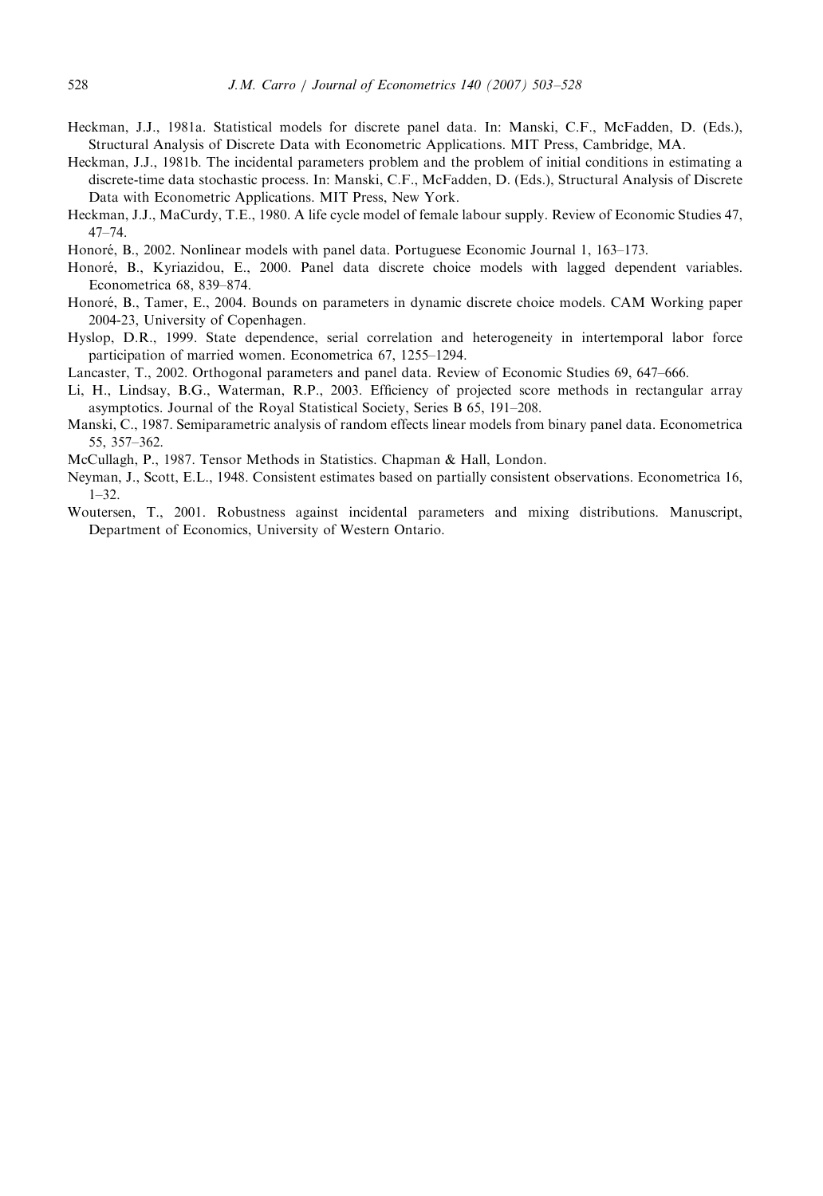Heckman, J.J., 1981a. Statistical models for discrete panel data. In: Manski, C.F., McFadden, D. (Eds.), Structural Analysis of Discrete Data with Econometric Applications. MIT Press, Cambridge, MA.

Heckman, J.J., 1981b. The incidental parameters problem and the problem of initial conditions in estimating a discrete-time data stochastic process. In: Manski, C.F., McFadden, D. (Eds.), Structural Analysis of Discrete Data with Econometric Applications. MIT Press, New York.

Heckman, J.J., MaCurdy, T.E., 1980. A life cycle model of female labour supply. Review of Economic Studies 47, 47–74.

Honoré, B., 2002. Nonlinear models with panel data. Portuguese Economic Journal 1, 163–173.

Honoré, B., Kyriazidou, E., 2000. Panel data discrete choice models with lagged dependent variables. Econometrica 68, 839–874.

Honoré, B., Tamer, E., 2004. Bounds on parameters in dynamic discrete choice models. CAM Working paper 2004-23, University of Copenhagen.

Hyslop, D.R., 1999. State dependence, serial correlation and heterogeneity in intertemporal labor force participation of married women. Econometrica 67, 1255–1294.

Lancaster, T., 2002. Orthogonal parameters and panel data. Review of Economic Studies 69, 647–666.

Li, H., Lindsay, B.G., Waterman, R.P., 2003. Efficiency of projected score methods in rectangular array asymptotics. Journal of the Royal Statistical Society, Series B 65, 191–208.

Manski, C., 1987. Semiparametric analysis of random effects linear models from binary panel data. Econometrica 55, 357–362.

McCullagh, P., 1987. Tensor Methods in Statistics. Chapman & Hall, London.

Neyman, J., Scott, E.L., 1948. Consistent estimates based on partially consistent observations. Econometrica 16, 1–32.

Woutersen, T., 2001. Robustness against incidental parameters and mixing distributions. Manuscript, Department of Economics, University of Western Ontario.